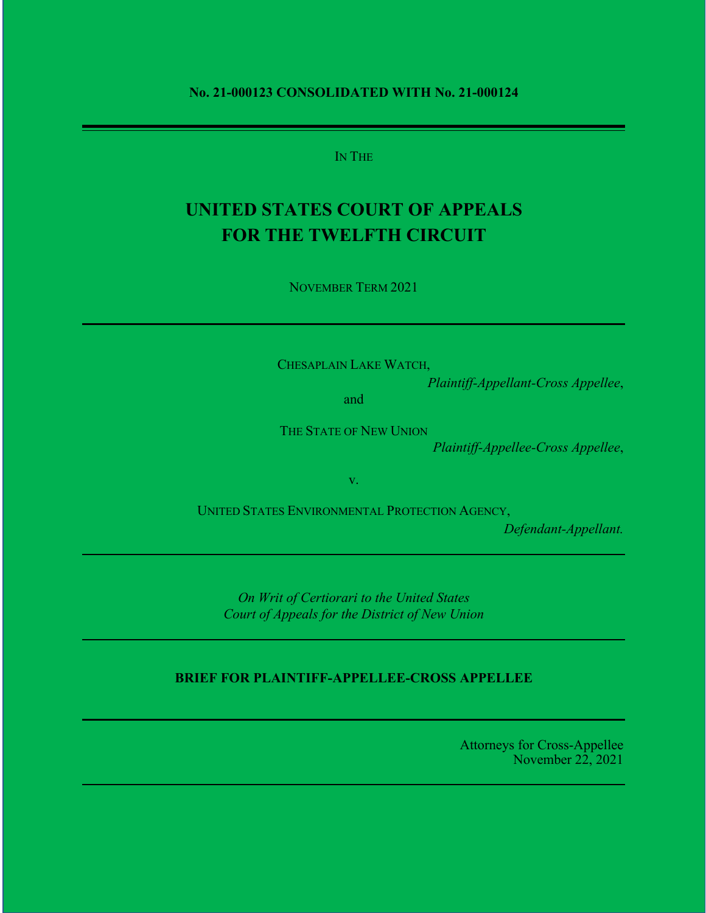**No. 21-000123 CONSOLIDATED WITH No. 21-000124**

---

IN THE

# UNITED STATES COURT OF APPEALS FOR THE TWELFTH CIRCUIT

NOVEMBER TERM 2021

---

CHESAPLAIN LAKE WATCH,

*Plaintiff-Appellant-Cross Appellee*,

and

THE STATE OF NEW UNION

*Plaintiff-Appellee-Cross Appellee*,

v.

UNITED STATES ENVIRONMENTAL PROTECTION AGENCY,

*Defendant-Appellant.*

---

*On Writ of Certiorari to the United States Court of Appeals for the District of New Union*

---

**BRIEF FOR PLAINTIFF-APPELLEE-CROSS APPELLEE**

---

Attorneys for Cross-Appellee
November 22, 2021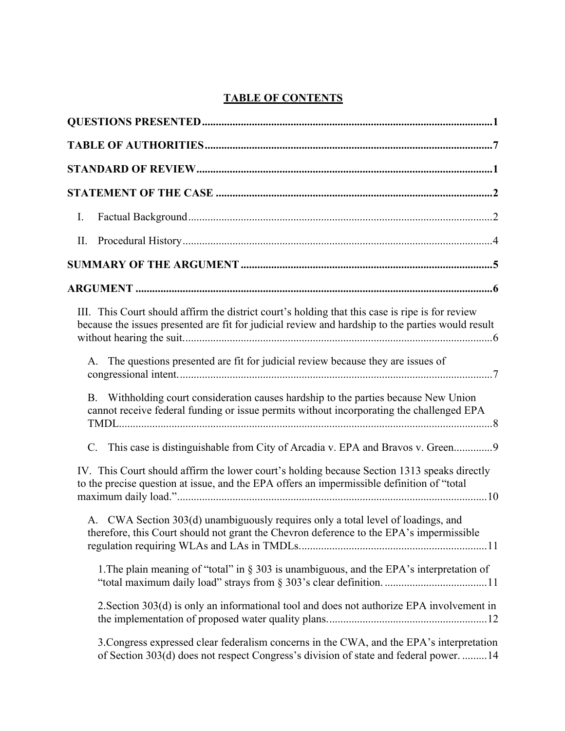# TABLE OF CONTENTS

**QUESTIONS PRESENTED** .......... 1

**TABLE OF AUTHORITIES** .......... 7

**STANDARD OF REVIEW** .......... 1

**STATEMENT OF THE CASE** .......... 2

I. Factual Background .......... 2

II. Procedural History .......... 4

**SUMMARY OF THE ARGUMENT** .......... 5

**ARGUMENT** .......... 6

III. This Court should affirm the district court's holding that this case is ripe is for review because the issues presented are fit for judicial review and hardship to the parties would result without hearing the suit. .......... 6

A. The questions presented are fit for judicial review because they are issues of congressional intent. .......... 7

B. Withholding court consideration causes hardship to the parties because New Union cannot receive federal funding or issue permits without incorporating the challenged EPA TMDL. .......... 8

C. This case is distinguishable from City of Arcadia v. EPA and Bravos v. Green. .......... 9

IV. This Court should affirm the lower court's holding because Section 1313 speaks directly to the precise question at issue, and the EPA offers an impermissible definition of "total maximum daily load." .......... 10

A. CWA Section 303(d) unambiguously requires only a total level of loadings, and therefore, this Court should not grant the Chevron deference to the EPA's impermissible regulation requiring WLAs and LAs in TMDLs. .......... 11

1. The plain meaning of "total" in § 303 is unambiguous, and the EPA's interpretation of "total maximum daily load" strays from § 303's clear definition. .......... 11

2. Section 303(d) is only an informational tool and does not authorize EPA involvement in the implementation of proposed water quality plans. .......... 12

3. Congress expressed clear federalism concerns in the CWA, and the EPA's interpretation of Section 303(d) does not respect Congress's division of state and federal power. .......... 14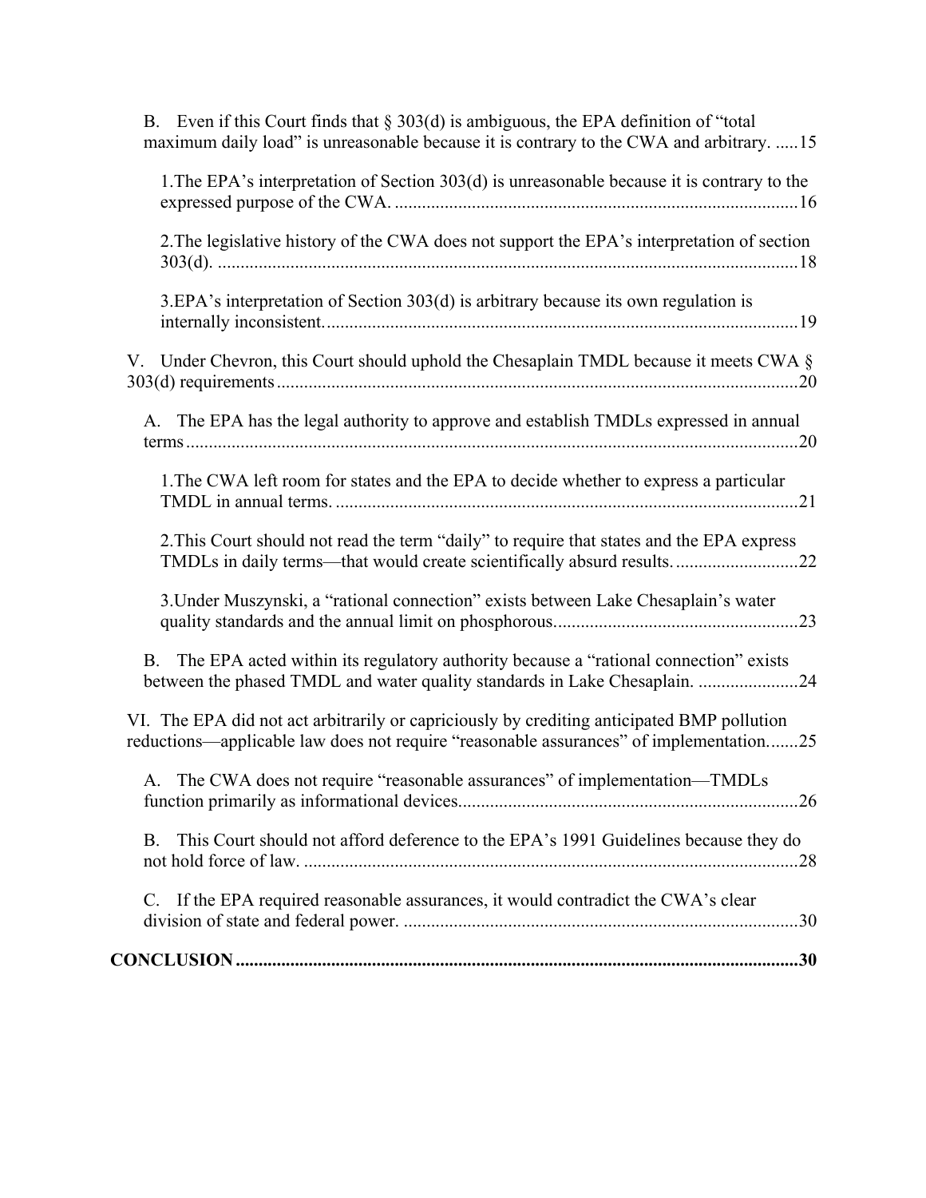B. Even if this Court finds that § 303(d) is ambiguous, the EPA definition of "total maximum daily load" is unreasonable because it is contrary to the CWA and arbitrary. .....15

1.The EPA's interpretation of Section 303(d) is unreasonable because it is contrary to the expressed purpose of the CWA. ........................................................................................16

2.The legislative history of the CWA does not support the EPA's interpretation of section 303(d). ..............................................................................................................................18

3.EPA's interpretation of Section 303(d) is arbitrary because its own regulation is internally inconsistent.......................................................................................................19

V. Under Chevron, this Court should uphold the Chesaplain TMDL because it meets CWA § 303(d) requirements..................................................................................................................20

A. The EPA has the legal authority to approve and establish TMDLs expressed in annual terms......................................................................................................................................20

1.The CWA left room for states and the EPA to decide whether to express a particular TMDL in annual terms. .....................................................................................................21

2.This Court should not read the term "daily" to require that states and the EPA express TMDLs in daily terms—that would create scientifically absurd results. ..........................22

3.Under Muszynski, a "rational connection" exists between Lake Chesaplain's water quality standards and the annual limit on phosphorous.....................................................23

B. The EPA acted within its regulatory authority because a "rational connection" exists between the phased TMDL and water quality standards in Lake Chesaplain. ......................24

VI. The EPA did not act arbitrarily or capriciously by crediting anticipated BMP pollution reductions—applicable law does not require "reasonable assurances" of implementation.......25

A. The CWA does not require "reasonable assurances" of implementation—TMDLs function primarily as informational devices..........................................................................26

B. This Court should not afford deference to the EPA's 1991 Guidelines because they do not hold force of law. ............................................................................................................28

C. If the EPA required reasonable assurances, it would contradict the CWA's clear division of state and federal power. .......................................................................................30

**CONCLUSION**.........................................................................................................................**30**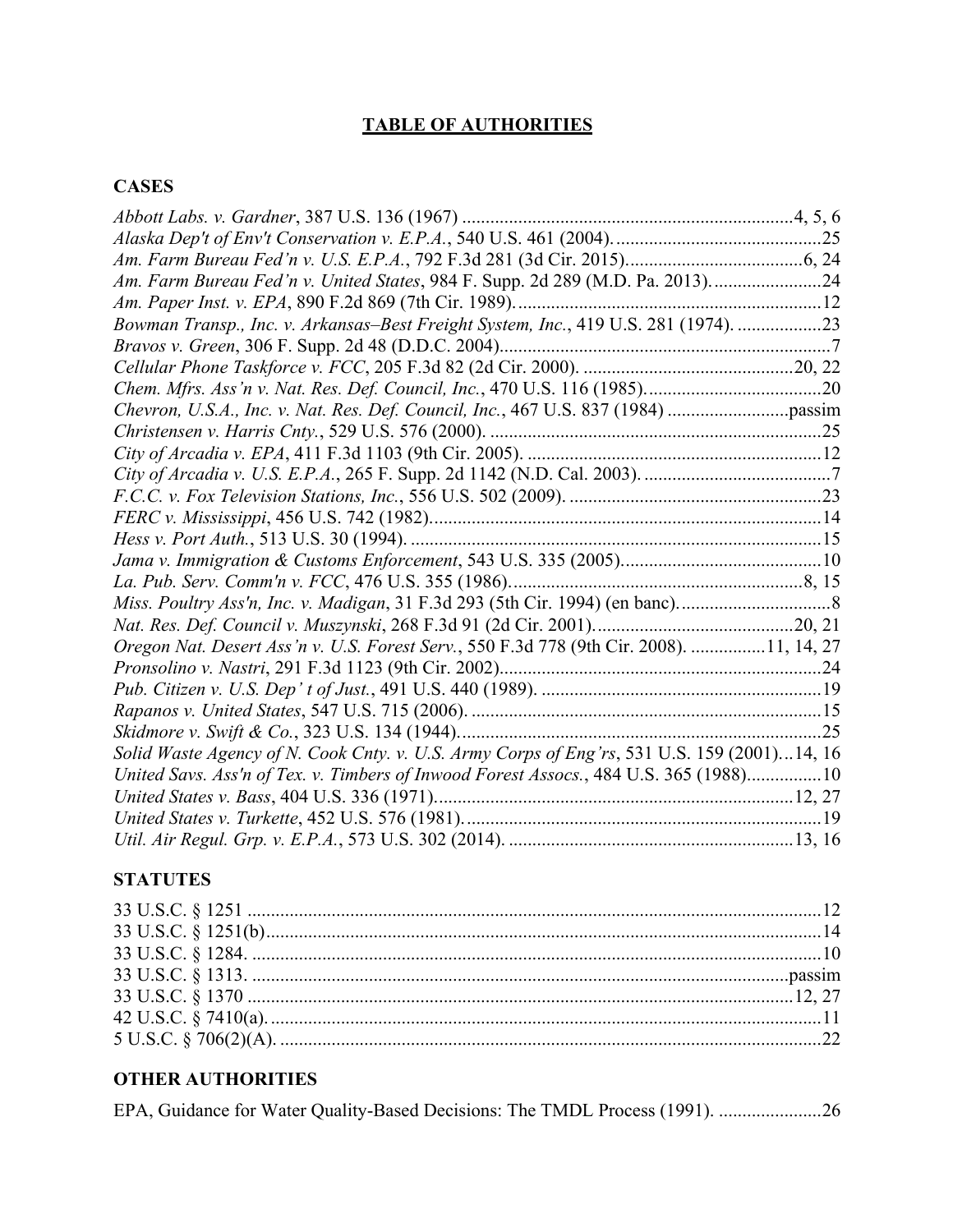# TABLE OF AUTHORITIES

## CASES

*Abbott Labs. v. Gardner*, 387 U.S. 136 (1967) .......................................................................4, 5, 6

*Alaska Dep't of Env't Conservation v. E.P.A.*, 540 U.S. 461 (2004). ............................................25

*Am. Farm Bureau Fed'n v. U.S. E.P.A.*, 792 F.3d 281 (3d Cir. 2015)......................................6, 24

*Am. Farm Bureau Fed'n v. United States*, 984 F. Supp. 2d 289 (M.D. Pa. 2013)........................24

*Am. Paper Inst. v. EPA*, 890 F.2d 869 (7th Cir. 1989)..................................................................12

*Bowman Transp., Inc. v. Arkansas–Best Freight System, Inc.*, 419 U.S. 281 (1974). ..................23

*Bravos v. Green*, 306 F. Supp. 2d 48 (D.D.C. 2004).......................................................................7

*Cellular Phone Taskforce v. FCC*, 205 F.3d 82 (2d Cir. 2000). .............................................20, 22

*Chem. Mfrs. Ass'n v. Nat. Res. Def. Council, Inc.*, 470 U.S. 116 (1985)......................................20

*Chevron, U.S.A., Inc. v. Nat. Res. Def. Council, Inc.*, 467 U.S. 837 (1984) ..........................passim

*Christensen v. Harris Cnty.*, 529 U.S. 576 (2000). .......................................................................25

*City of Arcadia v. EPA*, 411 F.3d 1103 (9th Cir. 2005). ...............................................................12

*City of Arcadia v. U.S. E.P.A.*, 265 F. Supp. 2d 1142 (N.D. Cal. 2003). ........................................7

*F.C.C. v. Fox Television Stations, Inc.*, 556 U.S. 502 (2009). ......................................................23

*FERC v. Mississippi*, 456 U.S. 742 (1982)....................................................................................14

*Hess v. Port Auth.*, 513 U.S. 30 (1994). ........................................................................................15

*Jama v. Immigration & Customs Enforcement*, 543 U.S. 335 (2005)...........................................10

*La. Pub. Serv. Comm'n v. FCC*, 476 U.S. 355 (1986)................................................................8, 15

*Miss. Poultry Ass'n, Inc. v. Madigan*, 31 F.3d 293 (5th Cir. 1994) (en banc)................................8

*Nat. Res. Def. Council v. Muszynski*, 268 F.3d 91 (2d Cir. 2001)...........................................20, 21

*Oregon Nat. Desert Ass'n v. U.S. Forest Serv.*, 550 F.3d 778 (9th Cir. 2008). ................11, 14, 27

*Pronsolino v. Nastri*, 291 F.3d 1123 (9th Cir. 2002).....................................................................24

*Pub. Citizen v. U.S. Dep' t of Just.*, 491 U.S. 440 (1989). ............................................................19

*Rapanos v. United States*, 547 U.S. 715 (2006). ...........................................................................15

*Skidmore v. Swift & Co.*, 323 U.S. 134 (1944).............................................................................25

*Solid Waste Agency of N. Cook Cnty. v. U.S. Army Corps of Eng'rs*, 531 U.S. 159 (2001)...14, 16

*United Savs. Ass'n of Tex. v. Timbers of Inwood Forest Assocs.*, 484 U.S. 365 (1988)................10

*United States v. Bass*, 404 U.S. 336 (1971).............................................................................12, 27

*United States v. Turkette*, 452 U.S. 576 (1981)............................................................................19

*Util. Air Regul. Grp. v. E.P.A.*, 573 U.S. 302 (2014). .............................................................13, 16

## STATUTES

33 U.S.C. § 1251 ..........................................................................................................................12

33 U.S.C. § 1251(b).......................................................................................................................14

33 U.S.C. § 1284. .........................................................................................................................10

33 U.S.C. § 1313. ...................................................................................................................passim

33 U.S.C. § 1370 .....................................................................................................................12, 27

42 U.S.C. § 7410(a). .......................................................................................................................11

5 U.S.C. § 706(2)(A). .....................................................................................................................22

## OTHER AUTHORITIES

EPA, Guidance for Water Quality-Based Decisions: The TMDL Process (1991). ......................26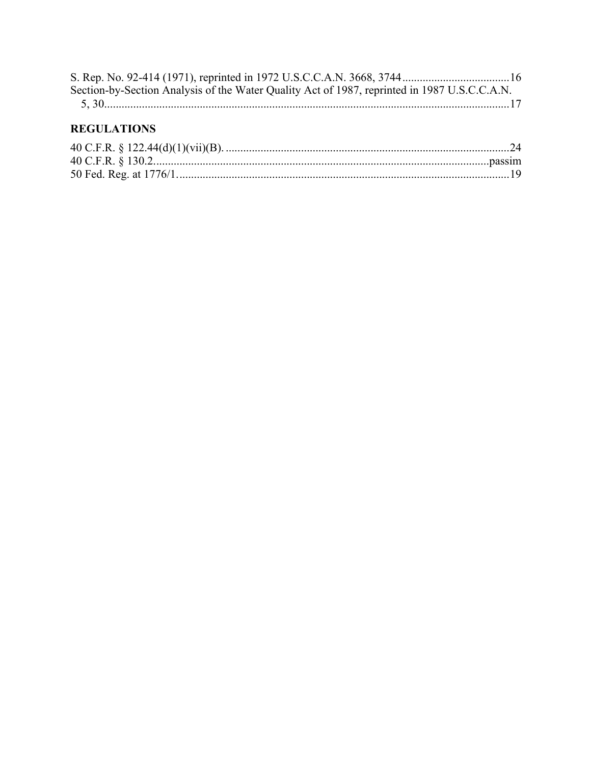S. Rep. No. 92-414 (1971), reprinted in 1972 U.S.C.C.A.N. 3668, 3744 ..................................... 16

Section-by-Section Analysis of the Water Quality Act of 1987, reprinted in 1987 U.S.C.C.A.N. 5, 30 ........................................................................................................................................... 17

## REGULATIONS

40 C.F.R. § 122.44(d)(1)(vii)(B). ................................................................................................ 24

40 C.F.R. § 130.2 ................................................................................................................... passim

50 Fed. Reg. at 1776/1 .................................................................................................................. 19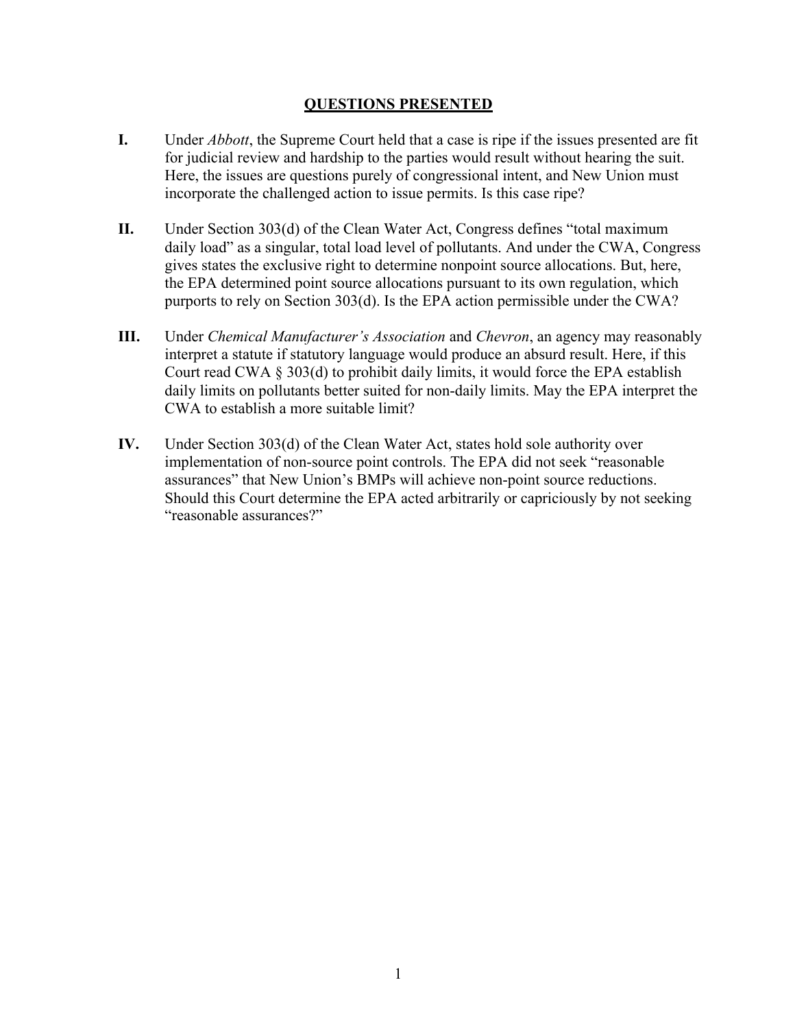## QUESTIONS PRESENTED

**I.** Under *Abbott*, the Supreme Court held that a case is ripe if the issues presented are fit for judicial review and hardship to the parties would result without hearing the suit. Here, the issues are questions purely of congressional intent, and New Union must incorporate the challenged action to issue permits. Is this case ripe?

**II.** Under Section 303(d) of the Clean Water Act, Congress defines "total maximum daily load" as a singular, total load level of pollutants. And under the CWA, Congress gives states the exclusive right to determine nonpoint source allocations. But, here, the EPA determined point source allocations pursuant to its own regulation, which purports to rely on Section 303(d). Is the EPA action permissible under the CWA?

**III.** Under *Chemical Manufacturer's Association* and *Chevron*, an agency may reasonably interpret a statute if statutory language would produce an absurd result. Here, if this Court read CWA § 303(d) to prohibit daily limits, it would force the EPA establish daily limits on pollutants better suited for non-daily limits. May the EPA interpret the CWA to establish a more suitable limit?

**IV.** Under Section 303(d) of the Clean Water Act, states hold sole authority over implementation of non-source point controls. The EPA did not seek "reasonable assurances" that New Union's BMPs will achieve non-point source reductions. Should this Court determine the EPA acted arbitrarily or capriciously by not seeking "reasonable assurances?"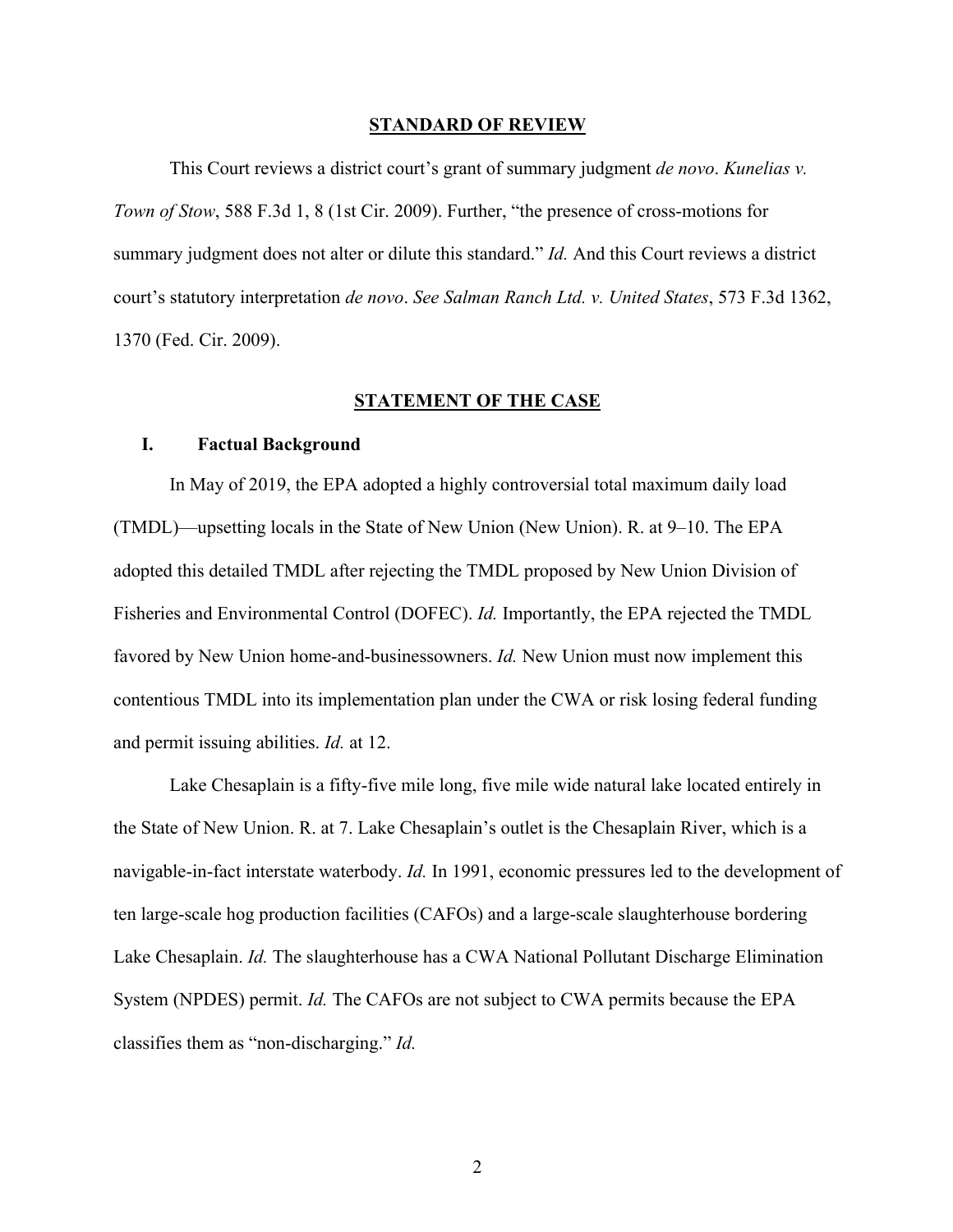## STANDARD OF REVIEW

This Court reviews a district court's grant of summary judgment *de novo*. *Kunelias v. Town of Stow*, 588 F.3d 1, 8 (1st Cir. 2009). Further, "the presence of cross-motions for summary judgment does not alter or dilute this standard." *Id.* And this Court reviews a district court's statutory interpretation *de novo*. *See Salman Ranch Ltd. v. United States*, 573 F.3d 1362, 1370 (Fed. Cir. 2009).

## STATEMENT OF THE CASE

### I. Factual Background

In May of 2019, the EPA adopted a highly controversial total maximum daily load (TMDL)—upsetting locals in the State of New Union (New Union). R. at 9–10. The EPA adopted this detailed TMDL after rejecting the TMDL proposed by New Union Division of Fisheries and Environmental Control (DOFEC). *Id.* Importantly, the EPA rejected the TMDL favored by New Union home-and-businessowners. *Id.* New Union must now implement this contentious TMDL into its implementation plan under the CWA or risk losing federal funding and permit issuing abilities. *Id.* at 12.

Lake Chesaplain is a fifty-five mile long, five mile wide natural lake located entirely in the State of New Union. R. at 7. Lake Chesaplain's outlet is the Chesaplain River, which is a navigable-in-fact interstate waterbody. *Id.* In 1991, economic pressures led to the development of ten large-scale hog production facilities (CAFOs) and a large-scale slaughterhouse bordering Lake Chesaplain. *Id.* The slaughterhouse has a CWA National Pollutant Discharge Elimination System (NPDES) permit. *Id.* The CAFOs are not subject to CWA permits because the EPA classifies them as "non-discharging." *Id.*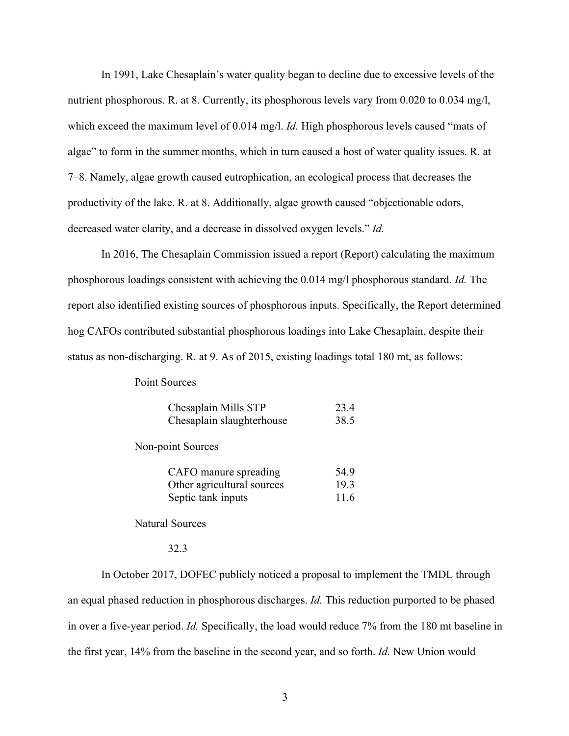In 1991, Lake Chesaplain's water quality began to decline due to excessive levels of the nutrient phosphorous. R. at 8. Currently, its phosphorous levels vary from 0.020 to 0.034 mg/l, which exceed the maximum level of 0.014 mg/l. *Id.* High phosphorous levels caused "mats of algae" to form in the summer months, which in turn caused a host of water quality issues. R. at 7–8. Namely, algae growth caused eutrophication, an ecological process that decreases the productivity of the lake. R. at 8. Additionally, algae growth caused "objectionable odors, decreased water clarity, and a decrease in dissolved oxygen levels." *Id.*

In 2016, The Chesaplain Commission issued a report (Report) calculating the maximum phosphorous loadings consistent with achieving the 0.014 mg/l phosphorous standard. *Id.* The report also identified existing sources of phosphorous inputs. Specifically, the Report determined hog CAFOs contributed substantial phosphorous loadings into Lake Chesaplain, despite their status as non-discharging. R. at 9. As of 2015, existing loadings total 180 mt, as follows:

| Source | Loading |
|---|---|
| **Point Sources** | |
| Chesaplain Mills STP | 23.4 |
| Chesaplain slaughterhouse | 38.5 |
| **Non-point Sources** | |
| CAFO manure spreading | 54.9 |
| Other agricultural sources | 19.3 |
| Septic tank inputs | 11.6 |
| **Natural Sources** | 32.3 |

In October 2017, DOFEC publicly noticed a proposal to implement the TMDL through an equal phased reduction in phosphorous discharges. *Id.* This reduction purported to be phased in over a five-year period. *Id.* Specifically, the load would reduce 7% from the 180 mt baseline in the first year, 14% from the baseline in the second year, and so forth. *Id.* New Union would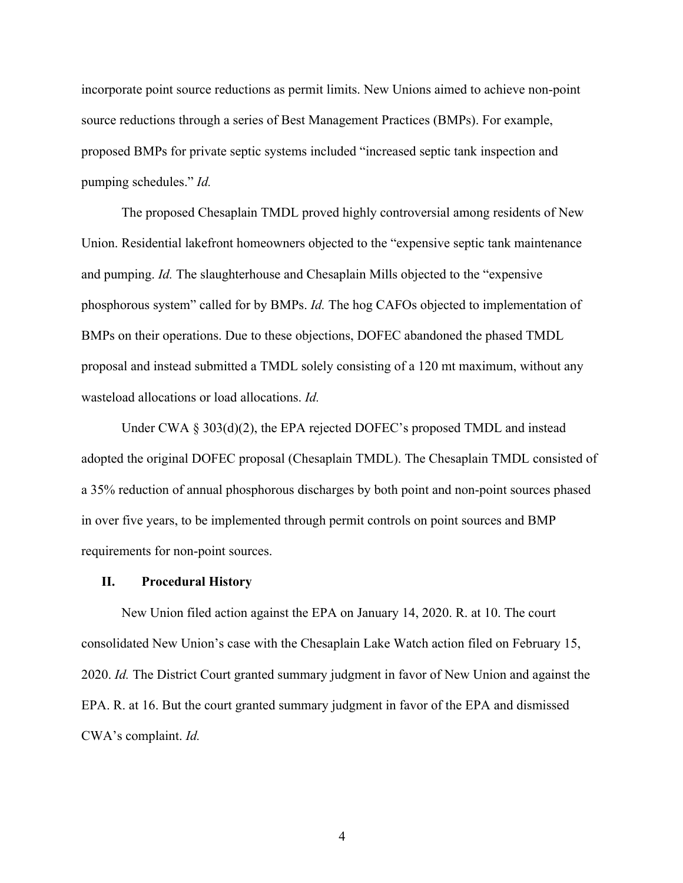incorporate point source reductions as permit limits. New Unions aimed to achieve non-point source reductions through a series of Best Management Practices (BMPs). For example, proposed BMPs for private septic systems included "increased septic tank inspection and pumping schedules." *Id.*

The proposed Chesaplain TMDL proved highly controversial among residents of New Union. Residential lakefront homeowners objected to the "expensive septic tank maintenance and pumping. *Id.* The slaughterhouse and Chesaplain Mills objected to the "expensive phosphorous system" called for by BMPs. *Id.* The hog CAFOs objected to implementation of BMPs on their operations. Due to these objections, DOFEC abandoned the phased TMDL proposal and instead submitted a TMDL solely consisting of a 120 mt maximum, without any wasteload allocations or load allocations. *Id.*

Under CWA § 303(d)(2), the EPA rejected DOFEC's proposed TMDL and instead adopted the original DOFEC proposal (Chesaplain TMDL). The Chesaplain TMDL consisted of a 35% reduction of annual phosphorous discharges by both point and non-point sources phased in over five years, to be implemented through permit controls on point sources and BMP requirements for non-point sources.

## II. Procedural History

New Union filed action against the EPA on January 14, 2020. R. at 10. The court consolidated New Union's case with the Chesaplain Lake Watch action filed on February 15, 2020. *Id.* The District Court granted summary judgment in favor of New Union and against the EPA. R. at 16. But the court granted summary judgment in favor of the EPA and dismissed CWA's complaint. *Id.*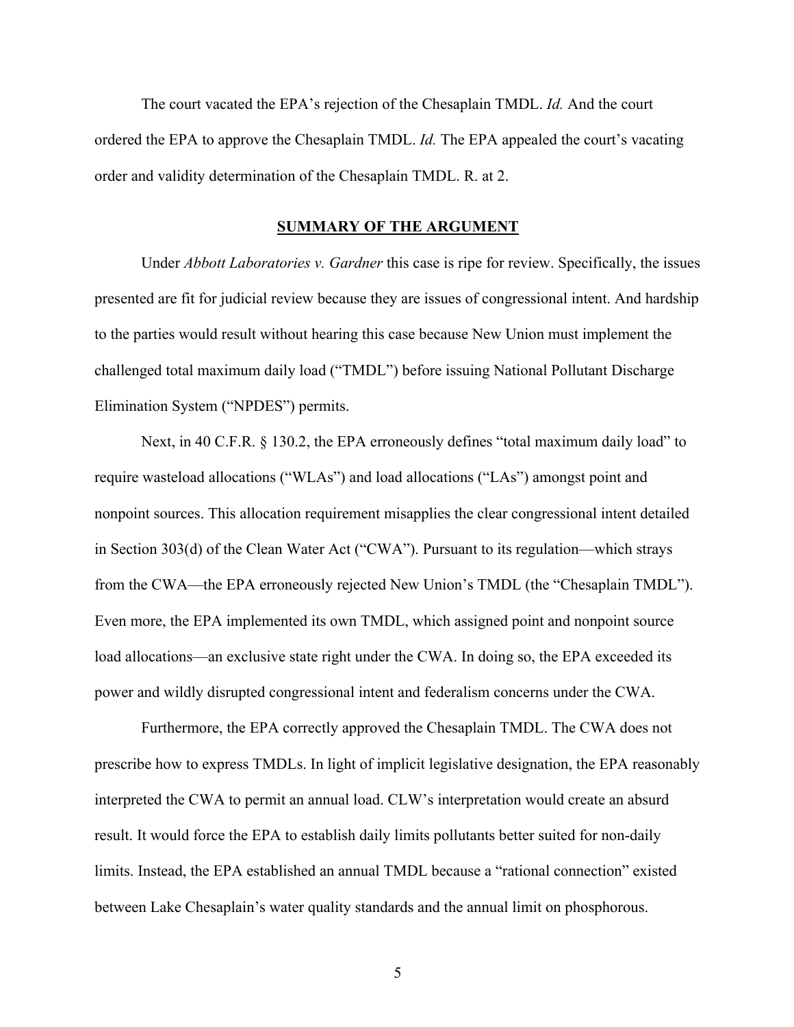The court vacated the EPA's rejection of the Chesaplain TMDL. *Id.* And the court ordered the EPA to approve the Chesaplain TMDL. *Id.* The EPA appealed the court's vacating order and validity determination of the Chesaplain TMDL. R. at 2.

## SUMMARY OF THE ARGUMENT

Under *Abbott Laboratories v. Gardner* this case is ripe for review. Specifically, the issues presented are fit for judicial review because they are issues of congressional intent. And hardship to the parties would result without hearing this case because New Union must implement the challenged total maximum daily load ("TMDL") before issuing National Pollutant Discharge Elimination System ("NPDES") permits.

Next, in 40 C.F.R. § 130.2, the EPA erroneously defines "total maximum daily load" to require wasteload allocations ("WLAs") and load allocations ("LAs") amongst point and nonpoint sources. This allocation requirement misapplies the clear congressional intent detailed in Section 303(d) of the Clean Water Act ("CWA"). Pursuant to its regulation—which strays from the CWA—the EPA erroneously rejected New Union's TMDL (the "Chesaplain TMDL"). Even more, the EPA implemented its own TMDL, which assigned point and nonpoint source load allocations—an exclusive state right under the CWA. In doing so, the EPA exceeded its power and wildly disrupted congressional intent and federalism concerns under the CWA.

Furthermore, the EPA correctly approved the Chesaplain TMDL. The CWA does not prescribe how to express TMDLs. In light of implicit legislative designation, the EPA reasonably interpreted the CWA to permit an annual load. CLW's interpretation would create an absurd result. It would force the EPA to establish daily limits pollutants better suited for non-daily limits. Instead, the EPA established an annual TMDL because a "rational connection" existed between Lake Chesaplain's water quality standards and the annual limit on phosphorous.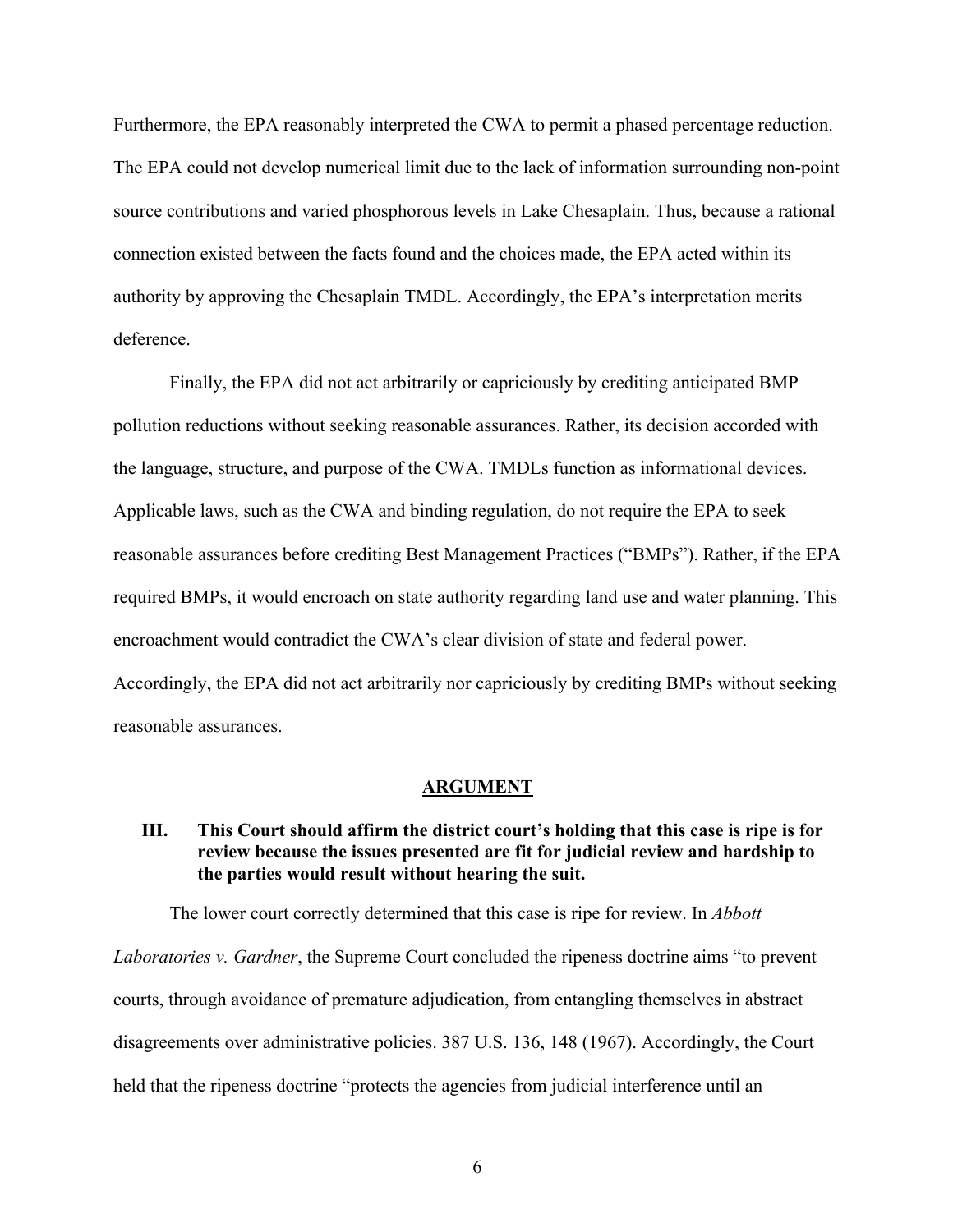Furthermore, the EPA reasonably interpreted the CWA to permit a phased percentage reduction. The EPA could not develop numerical limit due to the lack of information surrounding non-point source contributions and varied phosphorous levels in Lake Chesaplain. Thus, because a rational connection existed between the facts found and the choices made, the EPA acted within its authority by approving the Chesaplain TMDL. Accordingly, the EPA's interpretation merits deference.

Finally, the EPA did not act arbitrarily or capriciously by crediting anticipated BMP pollution reductions without seeking reasonable assurances. Rather, its decision accorded with the language, structure, and purpose of the CWA. TMDLs function as informational devices. Applicable laws, such as the CWA and binding regulation, do not require the EPA to seek reasonable assurances before crediting Best Management Practices ("BMPs"). Rather, if the EPA required BMPs, it would encroach on state authority regarding land use and water planning. This encroachment would contradict the CWA's clear division of state and federal power. Accordingly, the EPA did not act arbitrarily nor capriciously by crediting BMPs without seeking reasonable assurances.

## ARGUMENT

### III. This Court should affirm the district court's holding that this case is ripe is for review because the issues presented are fit for judicial review and hardship to the parties would result without hearing the suit.

The lower court correctly determined that this case is ripe for review. In *Abbott Laboratories v. Gardner*, the Supreme Court concluded the ripeness doctrine aims "to prevent courts, through avoidance of premature adjudication, from entangling themselves in abstract disagreements over administrative policies. 387 U.S. 136, 148 (1967). Accordingly, the Court held that the ripeness doctrine "protects the agencies from judicial interference until an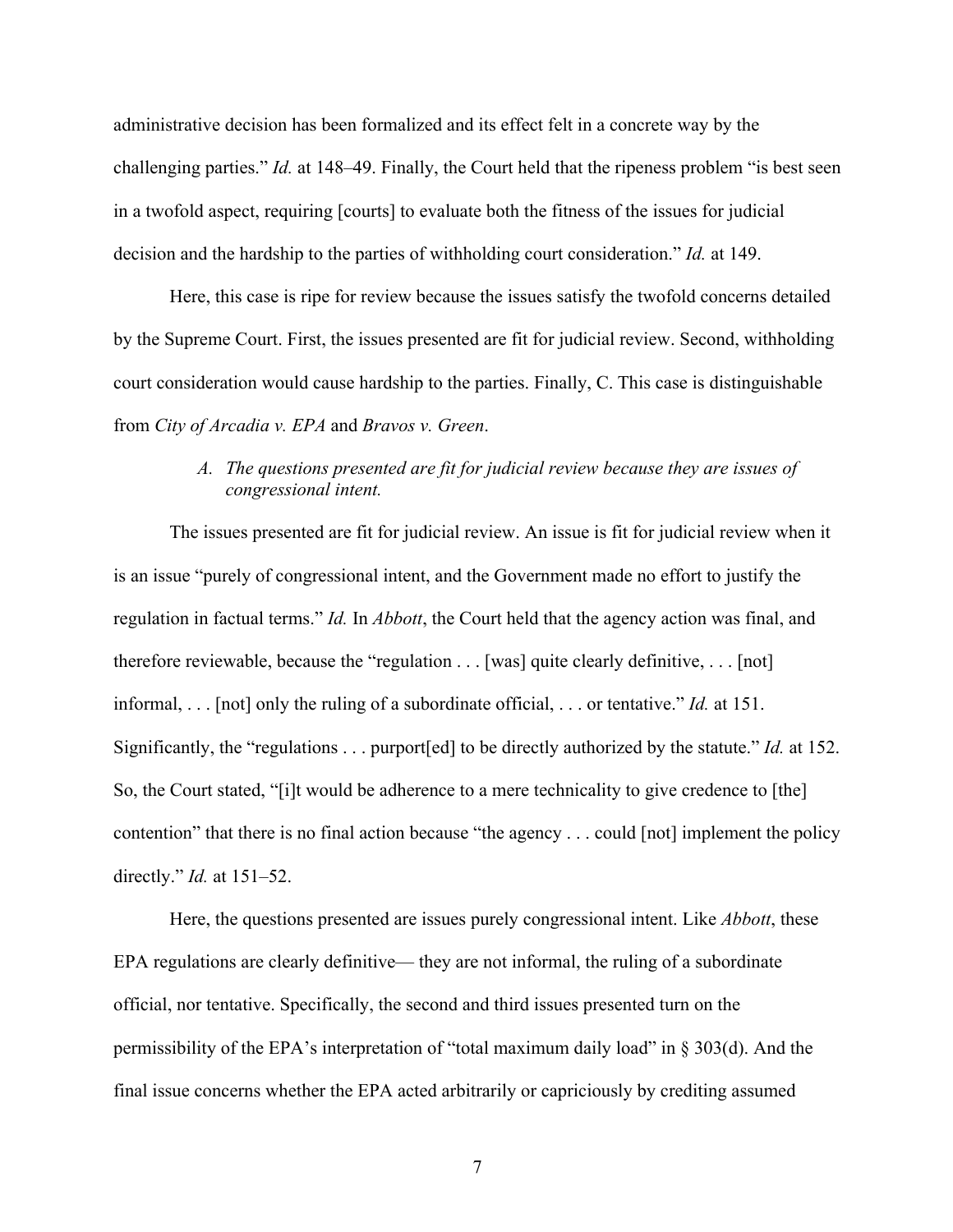administrative decision has been formalized and its effect felt in a concrete way by the challenging parties." *Id.* at 148–49. Finally, the Court held that the ripeness problem "is best seen in a twofold aspect, requiring [courts] to evaluate both the fitness of the issues for judicial decision and the hardship to the parties of withholding court consideration." *Id.* at 149.

Here, this case is ripe for review because the issues satisfy the twofold concerns detailed by the Supreme Court. First, the issues presented are fit for judicial review. Second, withholding court consideration would cause hardship to the parties. Finally, C. This case is distinguishable from *City of Arcadia v. EPA* and *Bravos v. Green*.

*A. The questions presented are fit for judicial review because they are issues of congressional intent.*

The issues presented are fit for judicial review. An issue is fit for judicial review when it is an issue "purely of congressional intent, and the Government made no effort to justify the regulation in factual terms." *Id.* In *Abbott*, the Court held that the agency action was final, and therefore reviewable, because the "regulation . . . [was] quite clearly definitive, . . . [not] informal, . . . [not] only the ruling of a subordinate official, . . . or tentative." *Id.* at 151. Significantly, the "regulations . . . purport[ed] to be directly authorized by the statute." *Id.* at 152. So, the Court stated, "[i]t would be adherence to a mere technicality to give credence to [the] contention" that there is no final action because "the agency . . . could [not] implement the policy directly." *Id.* at 151–52.

Here, the questions presented are issues purely congressional intent. Like *Abbott*, these EPA regulations are clearly definitive— they are not informal, the ruling of a subordinate official, nor tentative. Specifically, the second and third issues presented turn on the permissibility of the EPA's interpretation of "total maximum daily load" in § 303(d). And the final issue concerns whether the EPA acted arbitrarily or capriciously by crediting assumed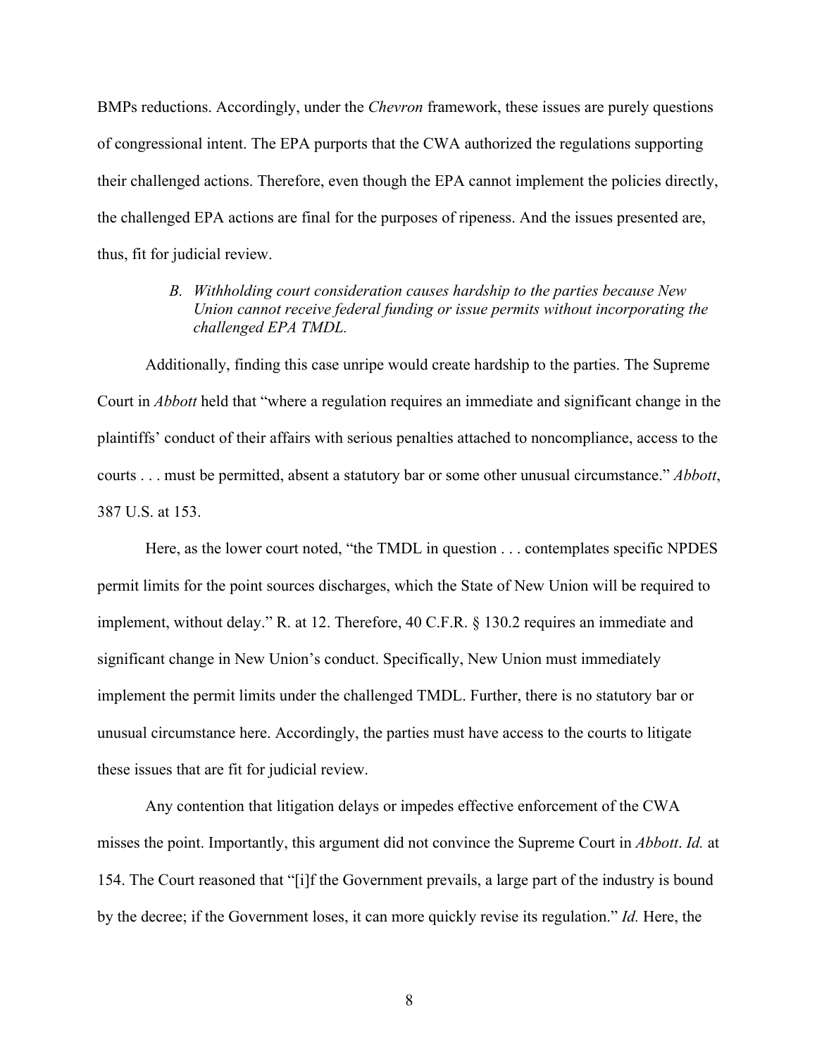BMPs reductions. Accordingly, under the *Chevron* framework, these issues are purely questions of congressional intent. The EPA purports that the CWA authorized the regulations supporting their challenged actions. Therefore, even though the EPA cannot implement the policies directly, the challenged EPA actions are final for the purposes of ripeness. And the issues presented are, thus, fit for judicial review.

*B. Withholding court consideration causes hardship to the parties because New Union cannot receive federal funding or issue permits without incorporating the challenged EPA TMDL.*

Additionally, finding this case unripe would create hardship to the parties. The Supreme Court in *Abbott* held that "where a regulation requires an immediate and significant change in the plaintiffs' conduct of their affairs with serious penalties attached to noncompliance, access to the courts . . . must be permitted, absent a statutory bar or some other unusual circumstance." *Abbott*, 387 U.S. at 153.

Here, as the lower court noted, "the TMDL in question . . . contemplates specific NPDES permit limits for the point sources discharges, which the State of New Union will be required to implement, without delay." R. at 12. Therefore, 40 C.F.R. § 130.2 requires an immediate and significant change in New Union's conduct. Specifically, New Union must immediately implement the permit limits under the challenged TMDL. Further, there is no statutory bar or unusual circumstance here. Accordingly, the parties must have access to the courts to litigate these issues that are fit for judicial review.

Any contention that litigation delays or impedes effective enforcement of the CWA misses the point. Importantly, this argument did not convince the Supreme Court in *Abbott*. *Id.* at 154. The Court reasoned that "[i]f the Government prevails, a large part of the industry is bound by the decree; if the Government loses, it can more quickly revise its regulation." *Id.* Here, the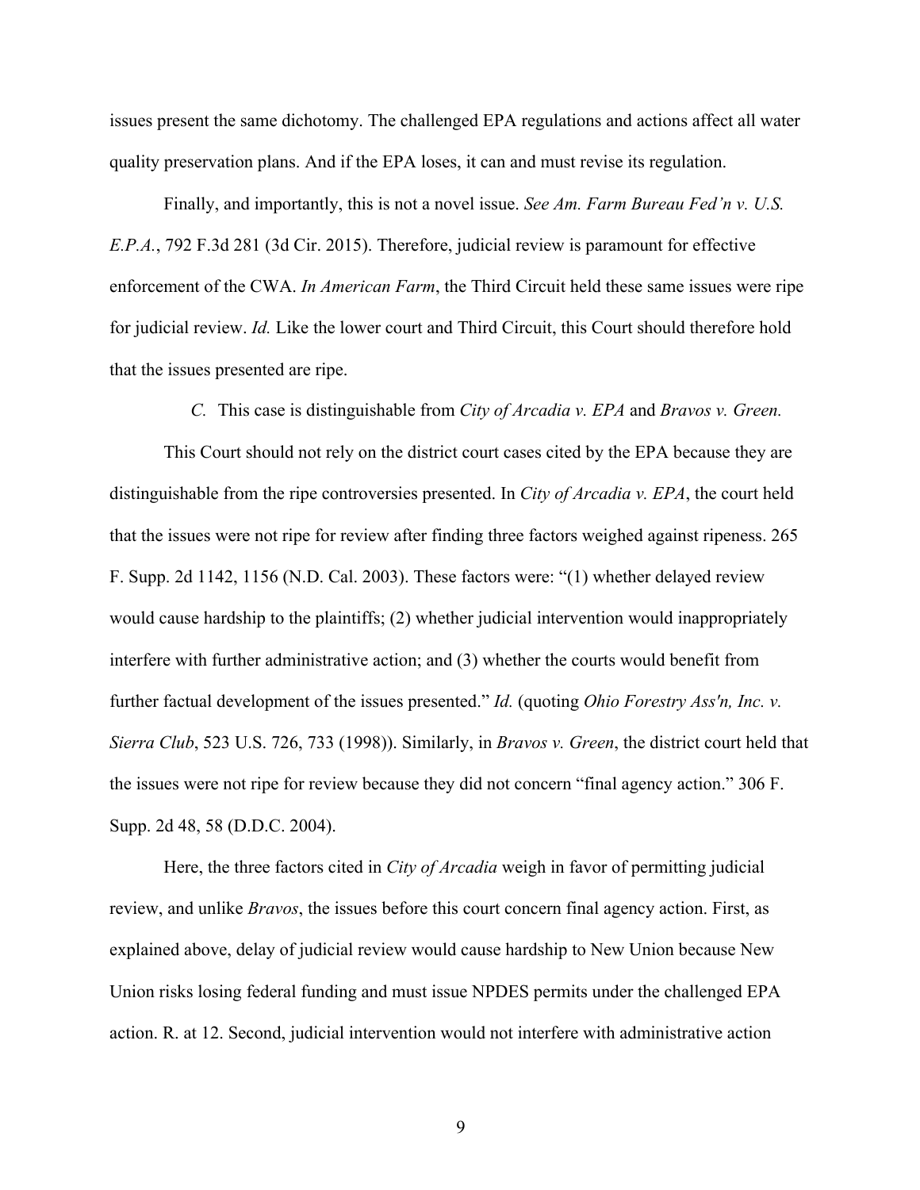issues present the same dichotomy. The challenged EPA regulations and actions affect all water quality preservation plans. And if the EPA loses, it can and must revise its regulation.

Finally, and importantly, this is not a novel issue. *See Am. Farm Bureau Fed'n v. U.S. E.P.A.*, 792 F.3d 281 (3d Cir. 2015). Therefore, judicial review is paramount for effective enforcement of the CWA. *In American Farm*, the Third Circuit held these same issues were ripe for judicial review. *Id.* Like the lower court and Third Circuit, this Court should therefore hold that the issues presented are ripe.

### *C.* This case is distinguishable from *City of Arcadia v. EPA* and *Bravos v. Green.*

This Court should not rely on the district court cases cited by the EPA because they are distinguishable from the ripe controversies presented. In *City of Arcadia v. EPA*, the court held that the issues were not ripe for review after finding three factors weighed against ripeness. 265 F. Supp. 2d 1142, 1156 (N.D. Cal. 2003). These factors were: "(1) whether delayed review would cause hardship to the plaintiffs; (2) whether judicial intervention would inappropriately interfere with further administrative action; and (3) whether the courts would benefit from further factual development of the issues presented." *Id.* (quoting *Ohio Forestry Ass'n, Inc. v. Sierra Club*, 523 U.S. 726, 733 (1998)). Similarly, in *Bravos v. Green*, the district court held that the issues were not ripe for review because they did not concern "final agency action." 306 F. Supp. 2d 48, 58 (D.D.C. 2004).

Here, the three factors cited in *City of Arcadia* weigh in favor of permitting judicial review, and unlike *Bravos*, the issues before this court concern final agency action. First, as explained above, delay of judicial review would cause hardship to New Union because New Union risks losing federal funding and must issue NPDES permits under the challenged EPA action. R. at 12. Second, judicial intervention would not interfere with administrative action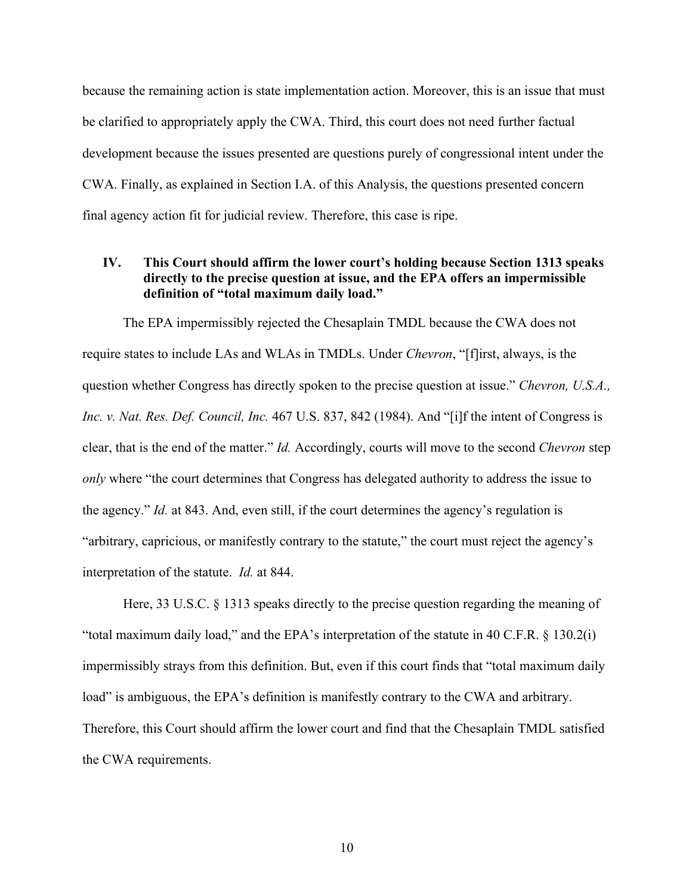because the remaining action is state implementation action. Moreover, this is an issue that must be clarified to appropriately apply the CWA. Third, this court does not need further factual development because the issues presented are questions purely of congressional intent under the CWA. Finally, as explained in Section I.A. of this Analysis, the questions presented concern final agency action fit for judicial review. Therefore, this case is ripe.

## IV. This Court should affirm the lower court's holding because Section 1313 speaks directly to the precise question at issue, and the EPA offers an impermissible definition of "total maximum daily load."

The EPA impermissibly rejected the Chesaplain TMDL because the CWA does not require states to include LAs and WLAs in TMDLs. Under *Chevron*, "[f]irst, always, is the question whether Congress has directly spoken to the precise question at issue." *Chevron, U.S.A., Inc. v. Nat. Res. Def. Council, Inc.* 467 U.S. 837, 842 (1984). And "[i]f the intent of Congress is clear, that is the end of the matter." *Id.* Accordingly, courts will move to the second *Chevron* step *only* where "the court determines that Congress has delegated authority to address the issue to the agency." *Id.* at 843. And, even still, if the court determines the agency's regulation is "arbitrary, capricious, or manifestly contrary to the statute," the court must reject the agency's interpretation of the statute. *Id.* at 844.

Here, 33 U.S.C. § 1313 speaks directly to the precise question regarding the meaning of "total maximum daily load," and the EPA's interpretation of the statute in 40 C.F.R. § 130.2(i) impermissibly strays from this definition. But, even if this court finds that "total maximum daily load" is ambiguous, the EPA's definition is manifestly contrary to the CWA and arbitrary. Therefore, this Court should affirm the lower court and find that the Chesaplain TMDL satisfied the CWA requirements.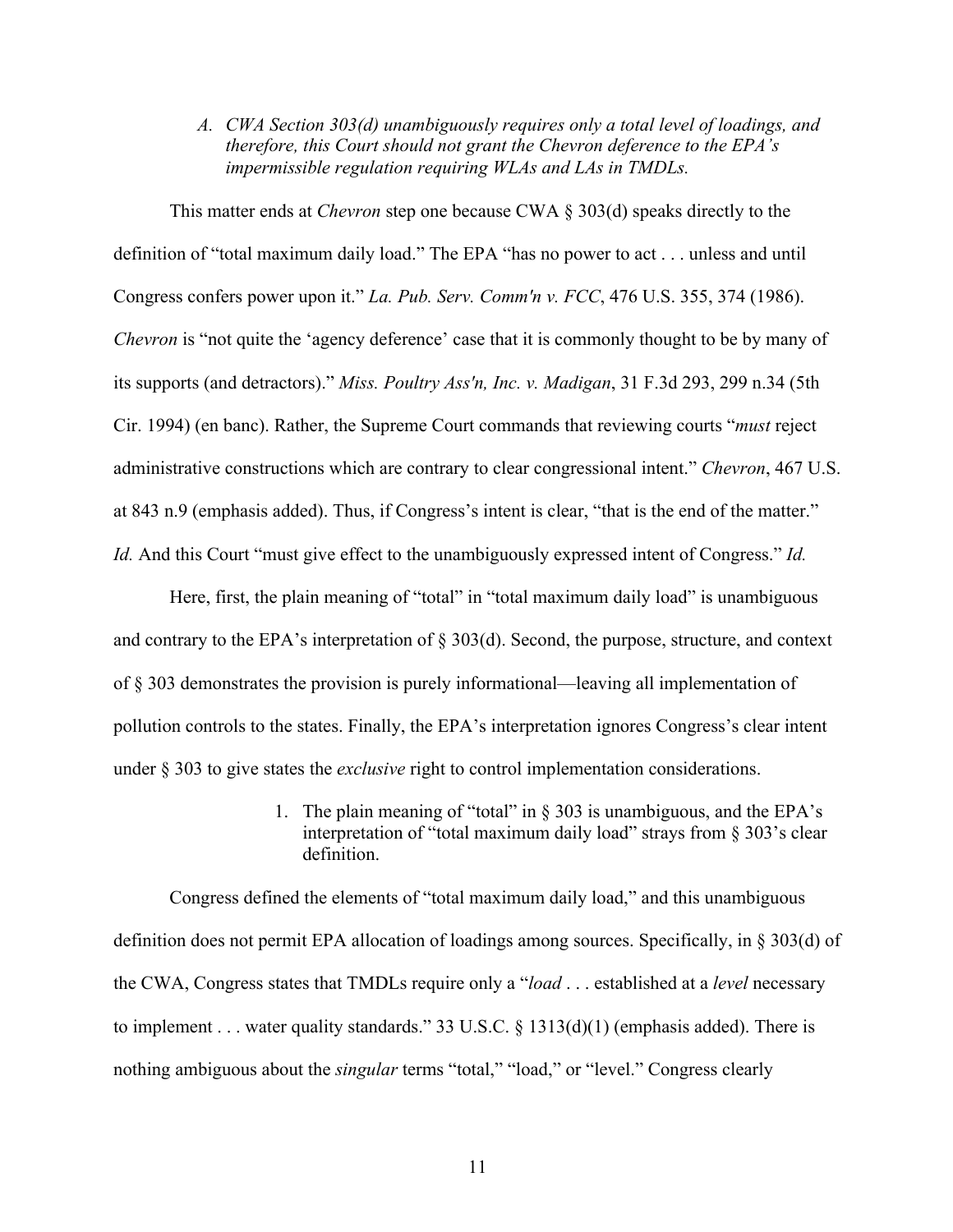*A. CWA Section 303(d) unambiguously requires only a total level of loadings, and therefore, this Court should not grant the Chevron deference to the EPA's impermissible regulation requiring WLAs and LAs in TMDLs.*

This matter ends at *Chevron* step one because CWA § 303(d) speaks directly to the definition of "total maximum daily load." The EPA "has no power to act . . . unless and until Congress confers power upon it." *La. Pub. Serv. Comm'n v. FCC*, 476 U.S. 355, 374 (1986). *Chevron* is "not quite the 'agency deference' case that it is commonly thought to be by many of its supports (and detractors)." *Miss. Poultry Ass'n, Inc. v. Madigan*, 31 F.3d 293, 299 n.34 (5th Cir. 1994) (en banc). Rather, the Supreme Court commands that reviewing courts "*must* reject administrative constructions which are contrary to clear congressional intent." *Chevron*, 467 U.S. at 843 n.9 (emphasis added). Thus, if Congress's intent is clear, "that is the end of the matter." *Id.* And this Court "must give effect to the unambiguously expressed intent of Congress." *Id.*

Here, first, the plain meaning of "total" in "total maximum daily load" is unambiguous and contrary to the EPA's interpretation of § 303(d). Second, the purpose, structure, and context of § 303 demonstrates the provision is purely informational—leaving all implementation of pollution controls to the states. Finally, the EPA's interpretation ignores Congress's clear intent under § 303 to give states the *exclusive* right to control implementation considerations.

1. The plain meaning of "total" in § 303 is unambiguous, and the EPA's interpretation of "total maximum daily load" strays from § 303's clear definition.

Congress defined the elements of "total maximum daily load," and this unambiguous definition does not permit EPA allocation of loadings among sources. Specifically, in § 303(d) of the CWA, Congress states that TMDLs require only a "*load* . . . established at a *level* necessary to implement . . . water quality standards." 33 U.S.C. § 1313(d)(1) (emphasis added). There is nothing ambiguous about the *singular* terms "total," "load," or "level." Congress clearly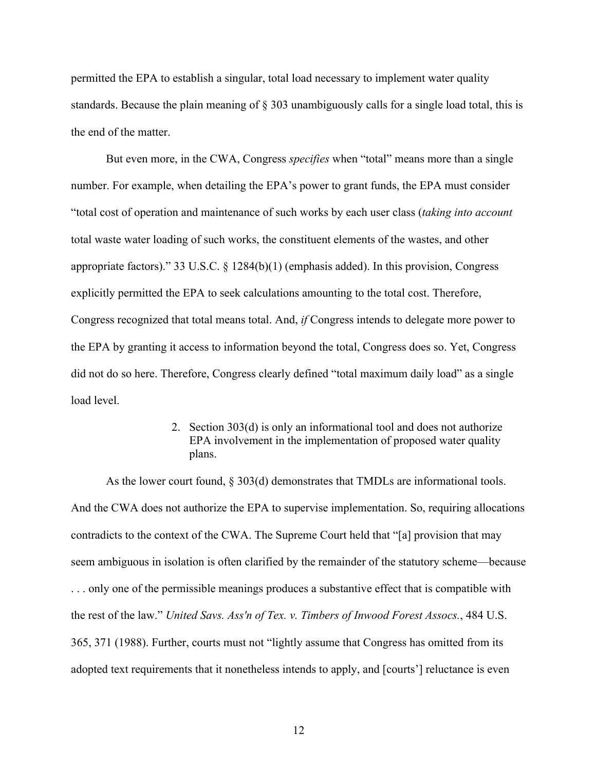permitted the EPA to establish a singular, total load necessary to implement water quality standards. Because the plain meaning of § 303 unambiguously calls for a single load total, this is the end of the matter.

But even more, in the CWA, Congress *specifies* when "total" means more than a single number. For example, when detailing the EPA's power to grant funds, the EPA must consider "total cost of operation and maintenance of such works by each user class (*taking into account* total waste water loading of such works, the constituent elements of the wastes, and other appropriate factors)." 33 U.S.C. § 1284(b)(1) (emphasis added). In this provision, Congress explicitly permitted the EPA to seek calculations amounting to the total cost. Therefore, Congress recognized that total means total. And, *if* Congress intends to delegate more power to the EPA by granting it access to information beyond the total, Congress does so. Yet, Congress did not do so here. Therefore, Congress clearly defined "total maximum daily load" as a single load level.

2. Section 303(d) is only an informational tool and does not authorize EPA involvement in the implementation of proposed water quality plans.

As the lower court found, § 303(d) demonstrates that TMDLs are informational tools. And the CWA does not authorize the EPA to supervise implementation. So, requiring allocations contradicts to the context of the CWA. The Supreme Court held that "[a] provision that may seem ambiguous in isolation is often clarified by the remainder of the statutory scheme—because . . . only one of the permissible meanings produces a substantive effect that is compatible with the rest of the law." *United Savs. Ass'n of Tex. v. Timbers of Inwood Forest Assocs.*, 484 U.S. 365, 371 (1988). Further, courts must not "lightly assume that Congress has omitted from its adopted text requirements that it nonetheless intends to apply, and [courts'] reluctance is even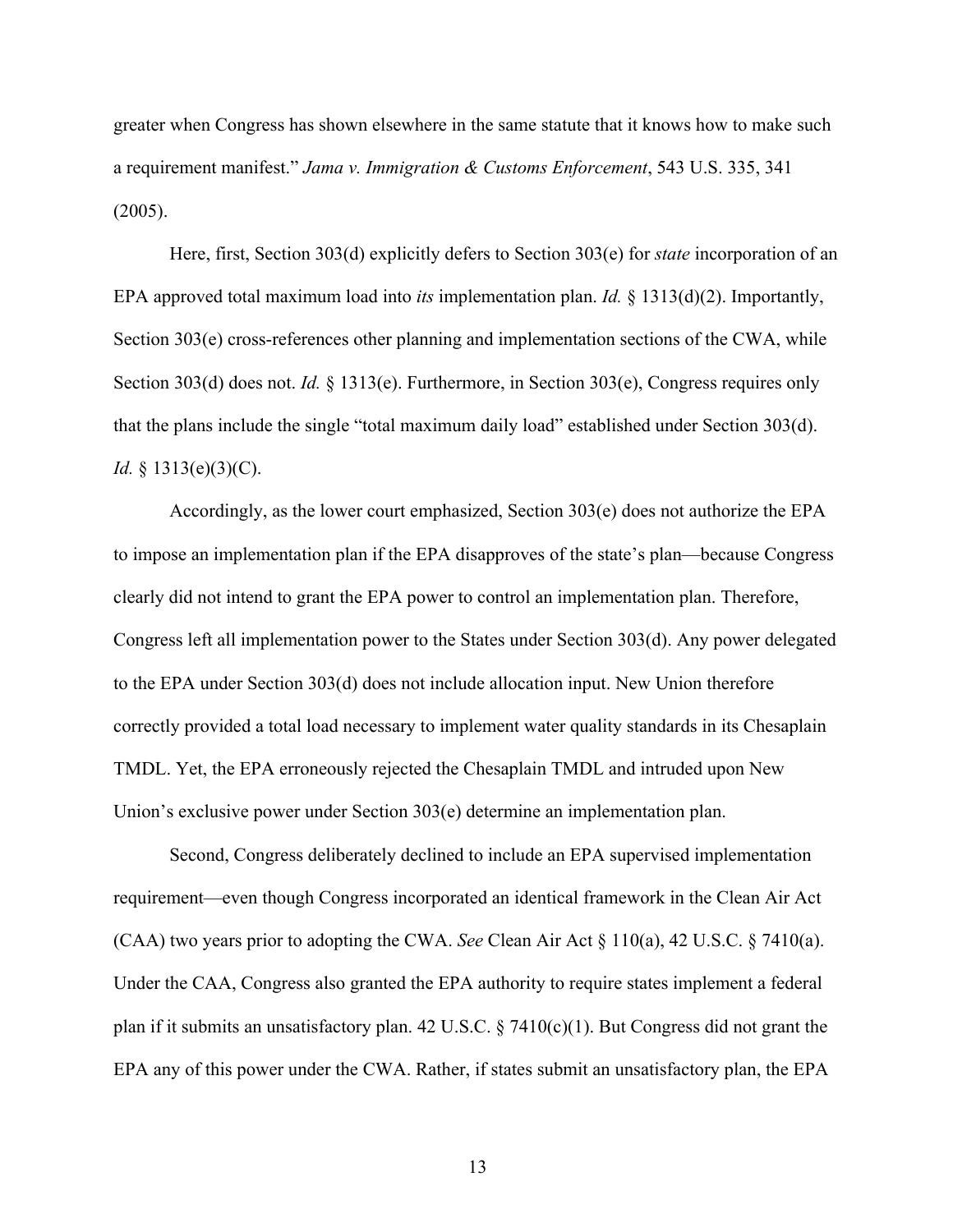greater when Congress has shown elsewhere in the same statute that it knows how to make such a requirement manifest." *Jama v. Immigration & Customs Enforcement*, 543 U.S. 335, 341 (2005).

Here, first, Section 303(d) explicitly defers to Section 303(e) for *state* incorporation of an EPA approved total maximum load into *its* implementation plan. *Id.* § 1313(d)(2). Importantly, Section 303(e) cross-references other planning and implementation sections of the CWA, while Section 303(d) does not. *Id.* § 1313(e). Furthermore, in Section 303(e), Congress requires only that the plans include the single "total maximum daily load" established under Section 303(d). *Id.* § 1313(e)(3)(C).

Accordingly, as the lower court emphasized, Section 303(e) does not authorize the EPA to impose an implementation plan if the EPA disapproves of the state's plan—because Congress clearly did not intend to grant the EPA power to control an implementation plan. Therefore, Congress left all implementation power to the States under Section 303(d). Any power delegated to the EPA under Section 303(d) does not include allocation input. New Union therefore correctly provided a total load necessary to implement water quality standards in its Chesaplain TMDL. Yet, the EPA erroneously rejected the Chesaplain TMDL and intruded upon New Union's exclusive power under Section 303(e) determine an implementation plan.

Second, Congress deliberately declined to include an EPA supervised implementation requirement—even though Congress incorporated an identical framework in the Clean Air Act (CAA) two years prior to adopting the CWA. *See* Clean Air Act § 110(a), 42 U.S.C. § 7410(a). Under the CAA, Congress also granted the EPA authority to require states implement a federal plan if it submits an unsatisfactory plan. 42 U.S.C. § 7410(c)(1). But Congress did not grant the EPA any of this power under the CWA. Rather, if states submit an unsatisfactory plan, the EPA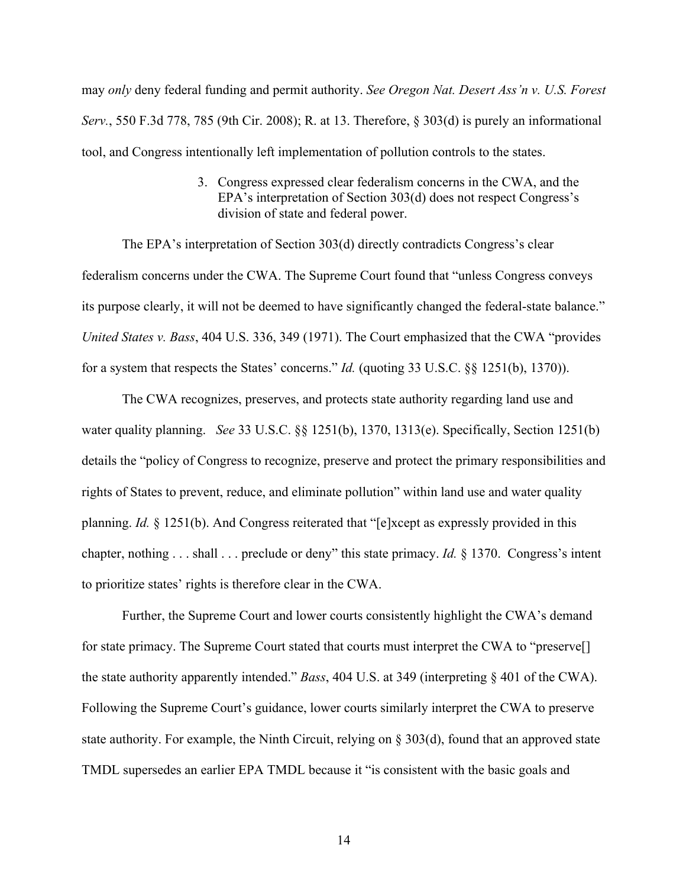may *only* deny federal funding and permit authority. *See Oregon Nat. Desert Ass'n v. U.S. Forest Serv.*, 550 F.3d 778, 785 (9th Cir. 2008); R. at 13. Therefore, § 303(d) is purely an informational tool, and Congress intentionally left implementation of pollution controls to the states.

3. Congress expressed clear federalism concerns in the CWA, and the EPA's interpretation of Section 303(d) does not respect Congress's division of state and federal power.

The EPA's interpretation of Section 303(d) directly contradicts Congress's clear federalism concerns under the CWA. The Supreme Court found that "unless Congress conveys its purpose clearly, it will not be deemed to have significantly changed the federal-state balance." *United States v. Bass*, 404 U.S. 336, 349 (1971). The Court emphasized that the CWA "provides for a system that respects the States' concerns." *Id.* (quoting 33 U.S.C. §§ 1251(b), 1370)).

The CWA recognizes, preserves, and protects state authority regarding land use and water quality planning. *See* 33 U.S.C. §§ 1251(b), 1370, 1313(e). Specifically, Section 1251(b) details the "policy of Congress to recognize, preserve and protect the primary responsibilities and rights of States to prevent, reduce, and eliminate pollution" within land use and water quality planning. *Id.* § 1251(b). And Congress reiterated that "[e]xcept as expressly provided in this chapter, nothing . . . shall . . . preclude or deny" this state primacy. *Id.* § 1370. Congress's intent to prioritize states' rights is therefore clear in the CWA.

Further, the Supreme Court and lower courts consistently highlight the CWA's demand for state primacy. The Supreme Court stated that courts must interpret the CWA to "preserve[] the state authority apparently intended." *Bass*, 404 U.S. at 349 (interpreting § 401 of the CWA). Following the Supreme Court's guidance, lower courts similarly interpret the CWA to preserve state authority. For example, the Ninth Circuit, relying on § 303(d), found that an approved state TMDL supersedes an earlier EPA TMDL because it "is consistent with the basic goals and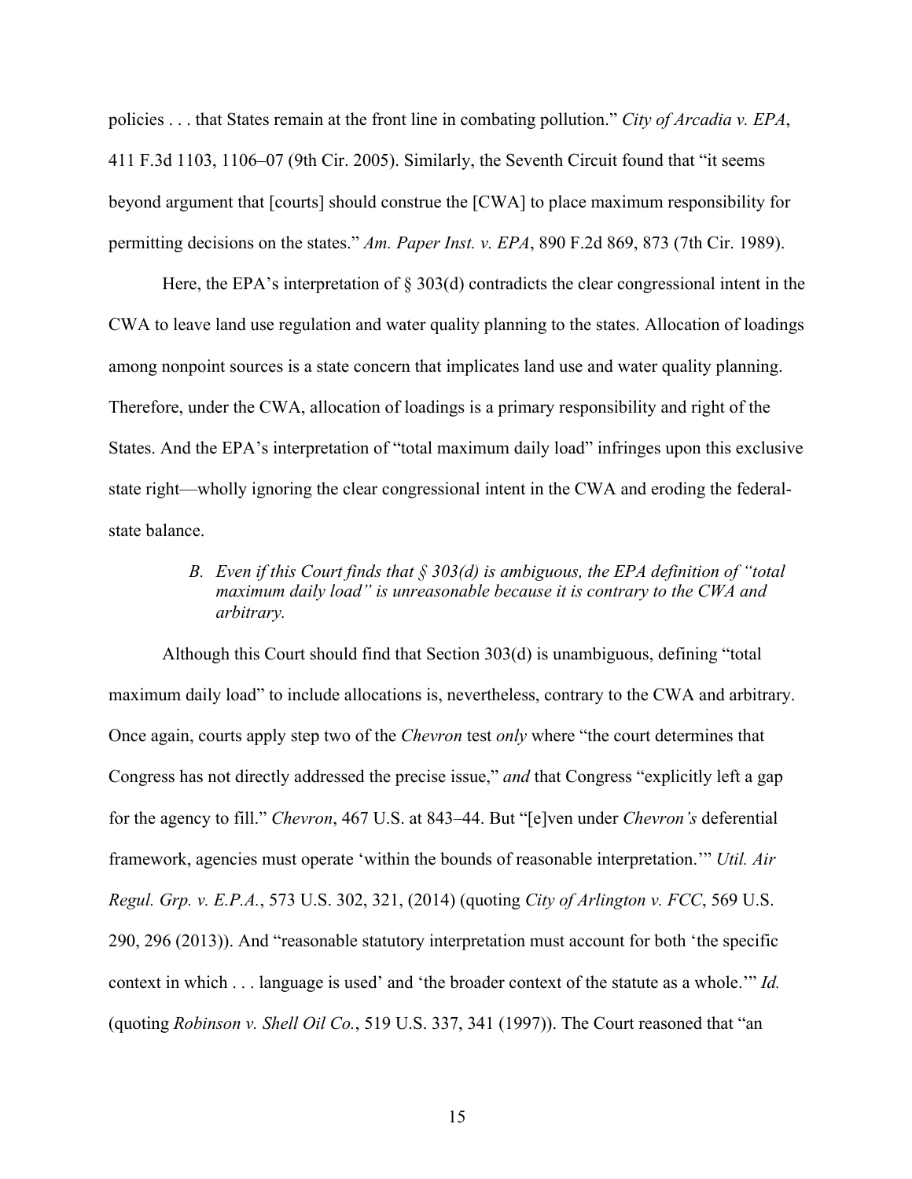policies . . . that States remain at the front line in combating pollution." *City of Arcadia v. EPA*, 411 F.3d 1103, 1106–07 (9th Cir. 2005). Similarly, the Seventh Circuit found that "it seems beyond argument that [courts] should construe the [CWA] to place maximum responsibility for permitting decisions on the states." *Am. Paper Inst. v. EPA*, 890 F.2d 869, 873 (7th Cir. 1989).

Here, the EPA's interpretation of § 303(d) contradicts the clear congressional intent in the CWA to leave land use regulation and water quality planning to the states. Allocation of loadings among nonpoint sources is a state concern that implicates land use and water quality planning. Therefore, under the CWA, allocation of loadings is a primary responsibility and right of the States. And the EPA's interpretation of "total maximum daily load" infringes upon this exclusive state right—wholly ignoring the clear congressional intent in the CWA and eroding the federal-state balance.

### *B. Even if this Court finds that § 303(d) is ambiguous, the EPA definition of "total maximum daily load" is unreasonable because it is contrary to the CWA and arbitrary.*

Although this Court should find that Section 303(d) is unambiguous, defining "total maximum daily load" to include allocations is, nevertheless, contrary to the CWA and arbitrary. Once again, courts apply step two of the *Chevron* test *only* where "the court determines that Congress has not directly addressed the precise issue," *and* that Congress "explicitly left a gap for the agency to fill." *Chevron*, 467 U.S. at 843–44. But "[e]ven under *Chevron's* deferential framework, agencies must operate 'within the bounds of reasonable interpretation.'" *Util. Air Regul. Grp. v. E.P.A.*, 573 U.S. 302, 321, (2014) (quoting *City of Arlington v. FCC*, 569 U.S. 290, 296 (2013)). And "reasonable statutory interpretation must account for both 'the specific context in which . . . language is used' and 'the broader context of the statute as a whole.'" *Id.* (quoting *Robinson v. Shell Oil Co.*, 519 U.S. 337, 341 (1997)). The Court reasoned that "an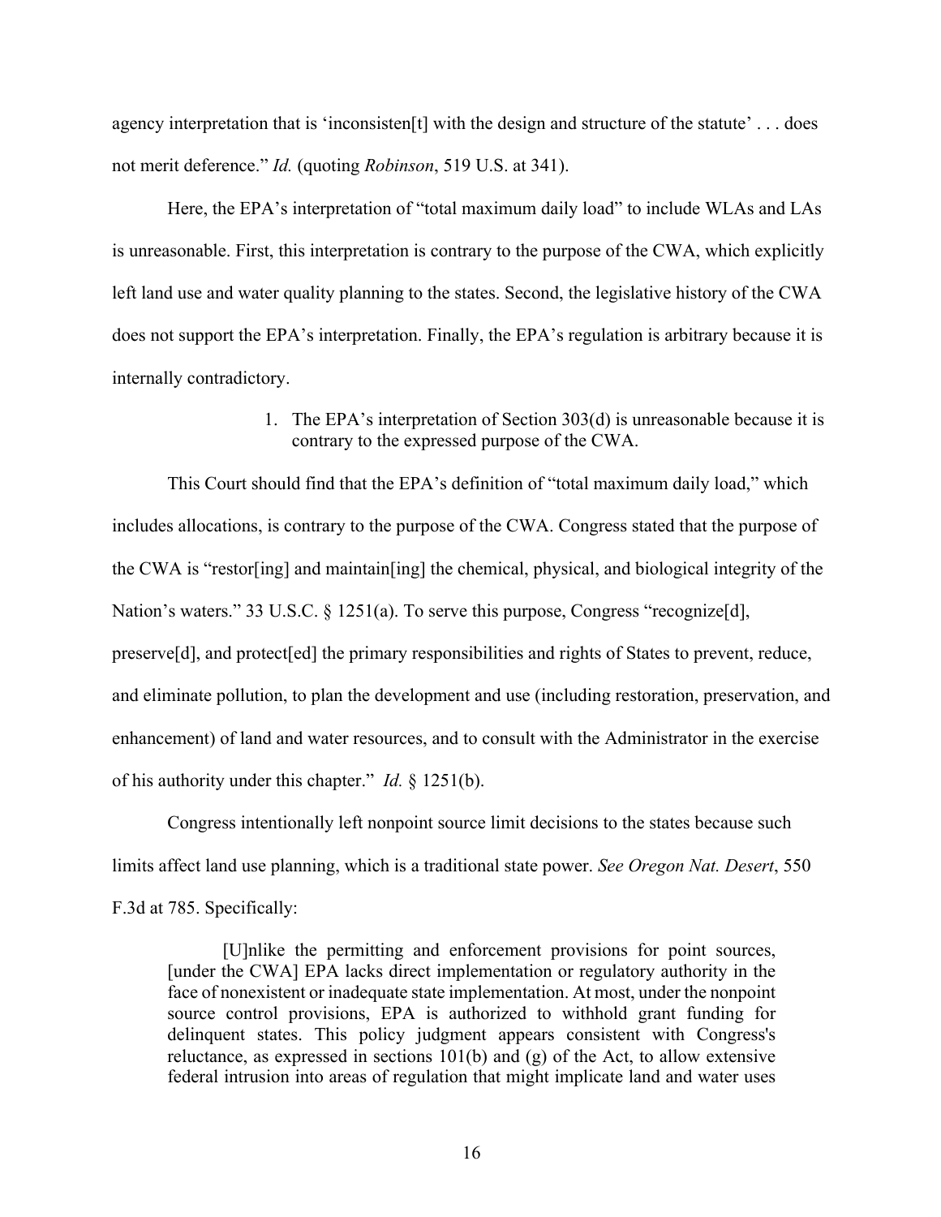agency interpretation that is 'inconsisten[t] with the design and structure of the statute' . . . does not merit deference." *Id.* (quoting *Robinson*, 519 U.S. at 341).

Here, the EPA's interpretation of "total maximum daily load" to include WLAs and LAs is unreasonable. First, this interpretation is contrary to the purpose of the CWA, which explicitly left land use and water quality planning to the states. Second, the legislative history of the CWA does not support the EPA's interpretation. Finally, the EPA's regulation is arbitrary because it is internally contradictory.

1. The EPA's interpretation of Section 303(d) is unreasonable because it is contrary to the expressed purpose of the CWA.

This Court should find that the EPA's definition of "total maximum daily load," which includes allocations, is contrary to the purpose of the CWA. Congress stated that the purpose of the CWA is "restor[ing] and maintain[ing] the chemical, physical, and biological integrity of the Nation's waters." 33 U.S.C. § 1251(a). To serve this purpose, Congress "recognize[d], preserve[d], and protect[ed] the primary responsibilities and rights of States to prevent, reduce, and eliminate pollution, to plan the development and use (including restoration, preservation, and enhancement) of land and water resources, and to consult with the Administrator in the exercise of his authority under this chapter." *Id.* § 1251(b).

Congress intentionally left nonpoint source limit decisions to the states because such limits affect land use planning, which is a traditional state power. *See Oregon Nat. Desert*, 550 F.3d at 785. Specifically:

> [U]nlike the permitting and enforcement provisions for point sources, [under the CWA] EPA lacks direct implementation or regulatory authority in the face of nonexistent or inadequate state implementation. At most, under the nonpoint source control provisions, EPA is authorized to withhold grant funding for delinquent states. This policy judgment appears consistent with Congress's reluctance, as expressed in sections 101(b) and (g) of the Act, to allow extensive federal intrusion into areas of regulation that might implicate land and water uses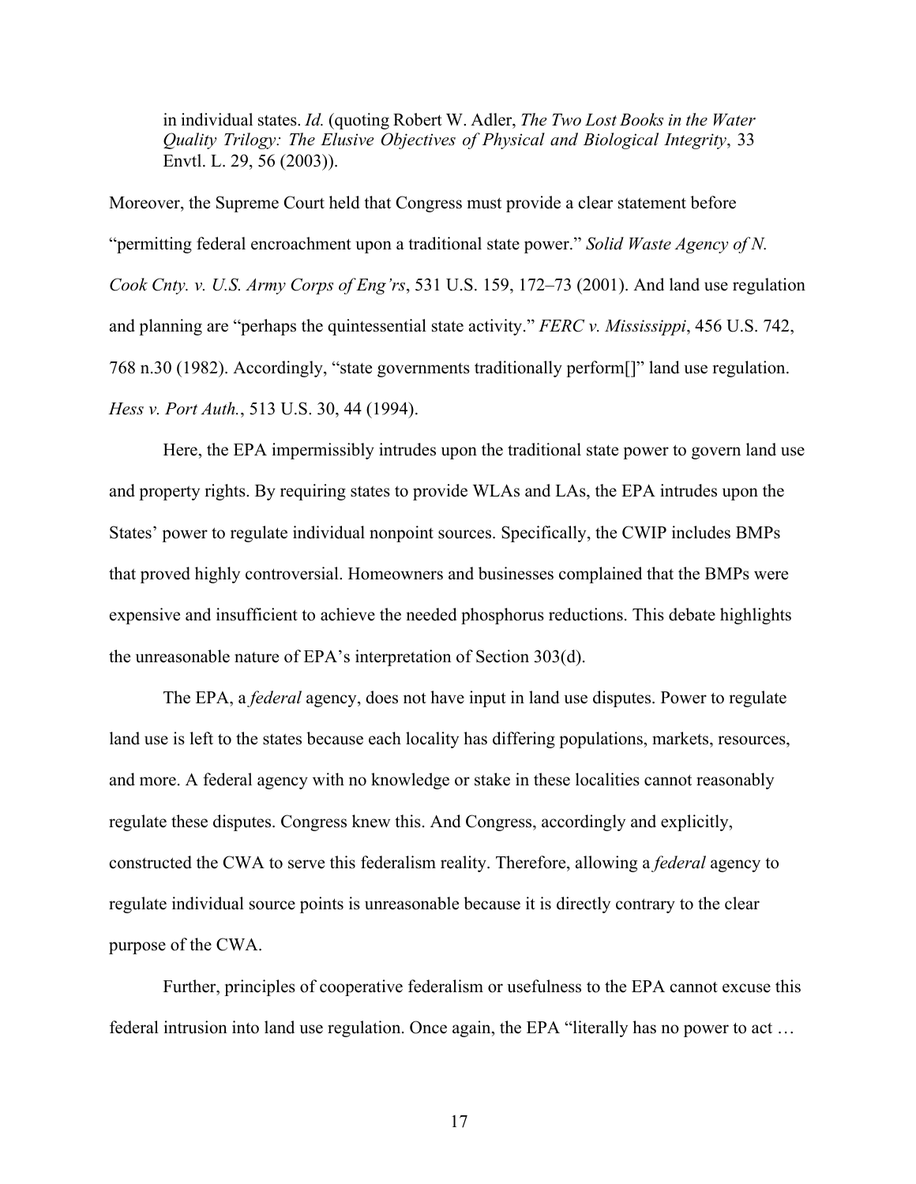> in individual states. *Id.* (quoting Robert W. Adler, *The Two Lost Books in the Water Quality Trilogy: The Elusive Objectives of Physical and Biological Integrity*, 33 Envtl. L. 29, 56 (2003)).

Moreover, the Supreme Court held that Congress must provide a clear statement before "permitting federal encroachment upon a traditional state power." *Solid Waste Agency of N. Cook Cnty. v. U.S. Army Corps of Eng'rs*, 531 U.S. 159, 172–73 (2001). And land use regulation and planning are "perhaps the quintessential state activity." *FERC v. Mississippi*, 456 U.S. 742, 768 n.30 (1982). Accordingly, "state governments traditionally perform[]" land use regulation. *Hess v. Port Auth.*, 513 U.S. 30, 44 (1994).

Here, the EPA impermissibly intrudes upon the traditional state power to govern land use and property rights. By requiring states to provide WLAs and LAs, the EPA intrudes upon the States' power to regulate individual nonpoint sources. Specifically, the CWIP includes BMPs that proved highly controversial. Homeowners and businesses complained that the BMPs were expensive and insufficient to achieve the needed phosphorus reductions. This debate highlights the unreasonable nature of EPA's interpretation of Section 303(d).

The EPA, a *federal* agency, does not have input in land use disputes. Power to regulate land use is left to the states because each locality has differing populations, markets, resources, and more. A federal agency with no knowledge or stake in these localities cannot reasonably regulate these disputes. Congress knew this. And Congress, accordingly and explicitly, constructed the CWA to serve this federalism reality. Therefore, allowing a *federal* agency to regulate individual source points is unreasonable because it is directly contrary to the clear purpose of the CWA.

Further, principles of cooperative federalism or usefulness to the EPA cannot excuse this federal intrusion into land use regulation. Once again, the EPA "literally has no power to act …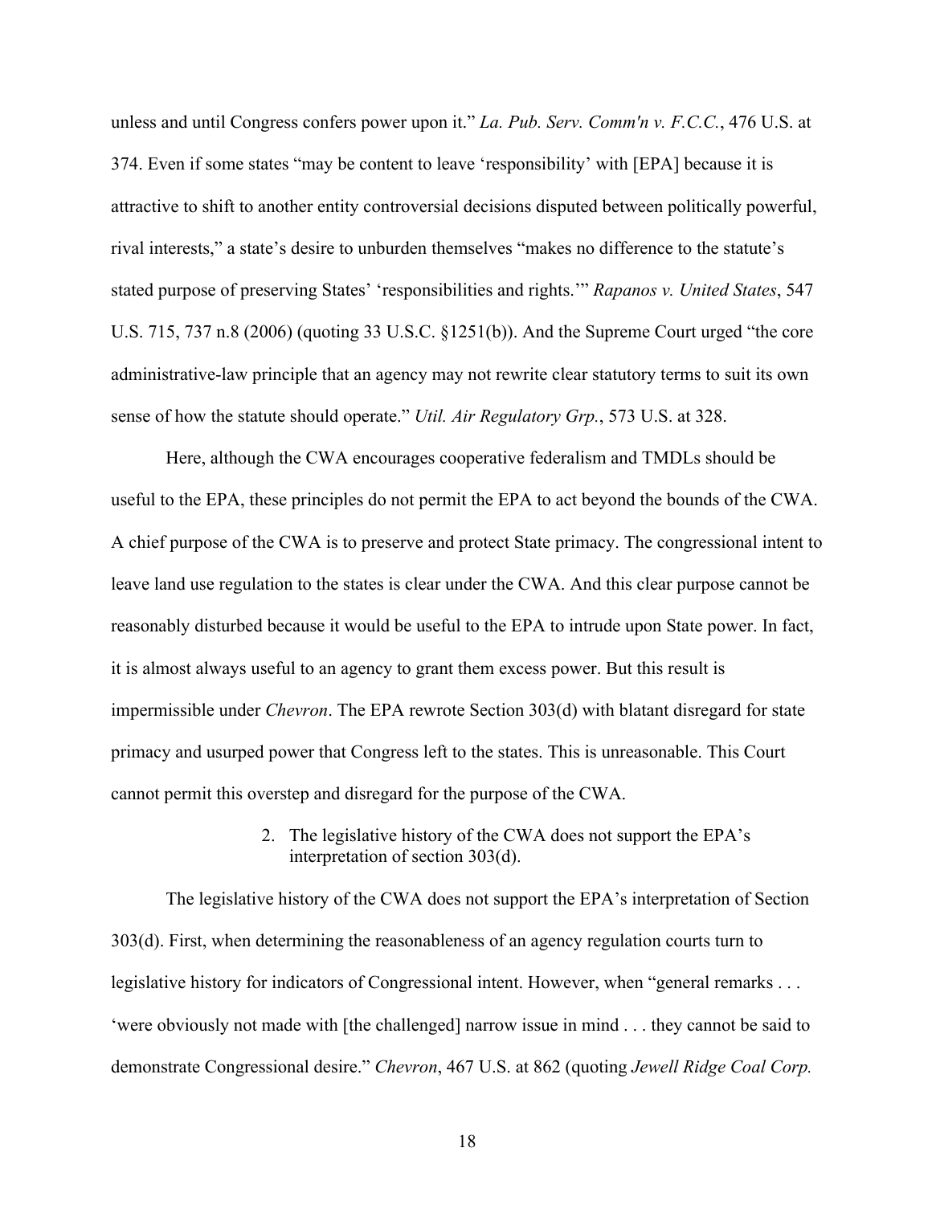unless and until Congress confers power upon it." *La. Pub. Serv. Comm'n v. F.C.C.*, 476 U.S. at 374. Even if some states "may be content to leave 'responsibility' with [EPA] because it is attractive to shift to another entity controversial decisions disputed between politically powerful, rival interests," a state's desire to unburden themselves "makes no difference to the statute's stated purpose of preserving States' 'responsibilities and rights.'" *Rapanos v. United States*, 547 U.S. 715, 737 n.8 (2006) (quoting 33 U.S.C. §1251(b)). And the Supreme Court urged "the core administrative-law principle that an agency may not rewrite clear statutory terms to suit its own sense of how the statute should operate." *Util. Air Regulatory Grp.*, 573 U.S. at 328.

Here, although the CWA encourages cooperative federalism and TMDLs should be useful to the EPA, these principles do not permit the EPA to act beyond the bounds of the CWA. A chief purpose of the CWA is to preserve and protect State primacy. The congressional intent to leave land use regulation to the states is clear under the CWA. And this clear purpose cannot be reasonably disturbed because it would be useful to the EPA to intrude upon State power. In fact, it is almost always useful to an agency to grant them excess power. But this result is impermissible under *Chevron*. The EPA rewrote Section 303(d) with blatant disregard for state primacy and usurped power that Congress left to the states. This is unreasonable. This Court cannot permit this overstep and disregard for the purpose of the CWA.

2. The legislative history of the CWA does not support the EPA's interpretation of section 303(d).

The legislative history of the CWA does not support the EPA's interpretation of Section 303(d). First, when determining the reasonableness of an agency regulation courts turn to legislative history for indicators of Congressional intent. However, when "general remarks . . . 'were obviously not made with [the challenged] narrow issue in mind . . . they cannot be said to demonstrate Congressional desire." *Chevron*, 467 U.S. at 862 (quoting *Jewell Ridge Coal Corp.*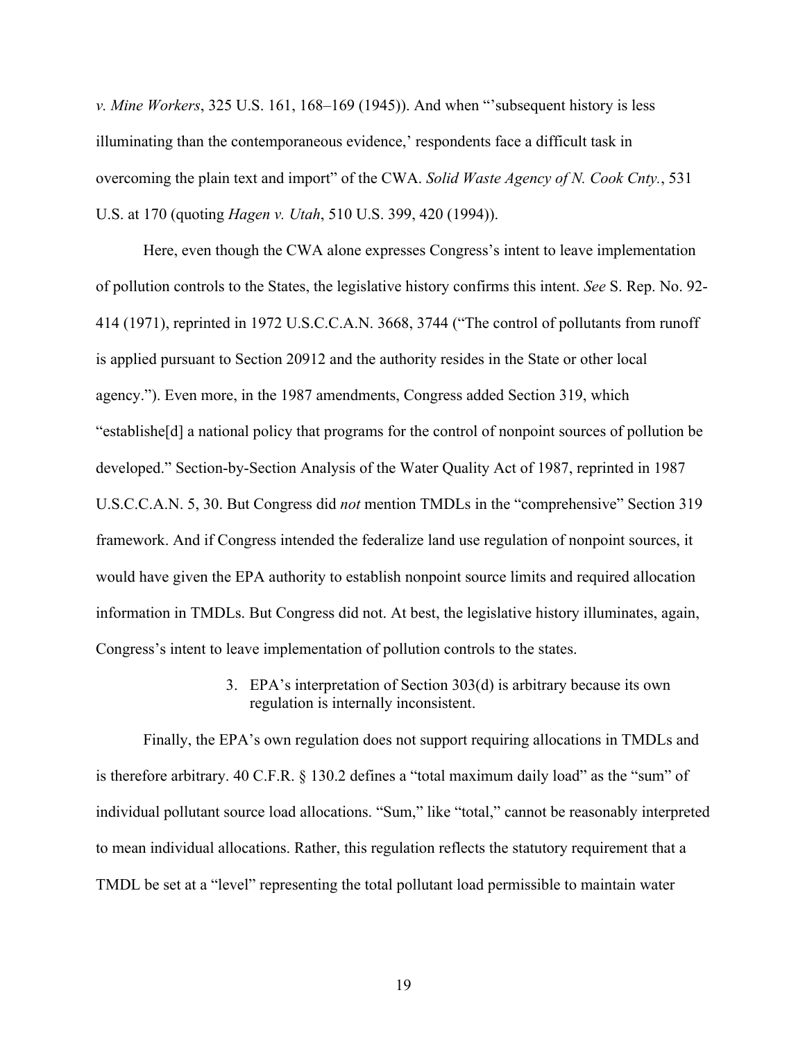*v. Mine Workers*, 325 U.S. 161, 168–169 (1945)). And when "'subsequent history is less illuminating than the contemporaneous evidence,' respondents face a difficult task in overcoming the plain text and import" of the CWA. *Solid Waste Agency of N. Cook Cnty.*, 531 U.S. at 170 (quoting *Hagen v. Utah*, 510 U.S. 399, 420 (1994)).

Here, even though the CWA alone expresses Congress's intent to leave implementation of pollution controls to the States, the legislative history confirms this intent. *See* S. Rep. No. 92-414 (1971), reprinted in 1972 U.S.C.C.A.N. 3668, 3744 ("The control of pollutants from runoff is applied pursuant to Section 20912 and the authority resides in the State or other local agency."). Even more, in the 1987 amendments, Congress added Section 319, which "establishe[d] a national policy that programs for the control of nonpoint sources of pollution be developed." Section-by-Section Analysis of the Water Quality Act of 1987, reprinted in 1987 U.S.C.C.A.N. 5, 30. But Congress did *not* mention TMDLs in the "comprehensive" Section 319 framework. And if Congress intended the federalize land use regulation of nonpoint sources, it would have given the EPA authority to establish nonpoint source limits and required allocation information in TMDLs. But Congress did not. At best, the legislative history illuminates, again, Congress's intent to leave implementation of pollution controls to the states.

3. EPA's interpretation of Section 303(d) is arbitrary because its own regulation is internally inconsistent.

Finally, the EPA's own regulation does not support requiring allocations in TMDLs and is therefore arbitrary. 40 C.F.R. § 130.2 defines a "total maximum daily load" as the "sum" of individual pollutant source load allocations. "Sum," like "total," cannot be reasonably interpreted to mean individual allocations. Rather, this regulation reflects the statutory requirement that a TMDL be set at a "level" representing the total pollutant load permissible to maintain water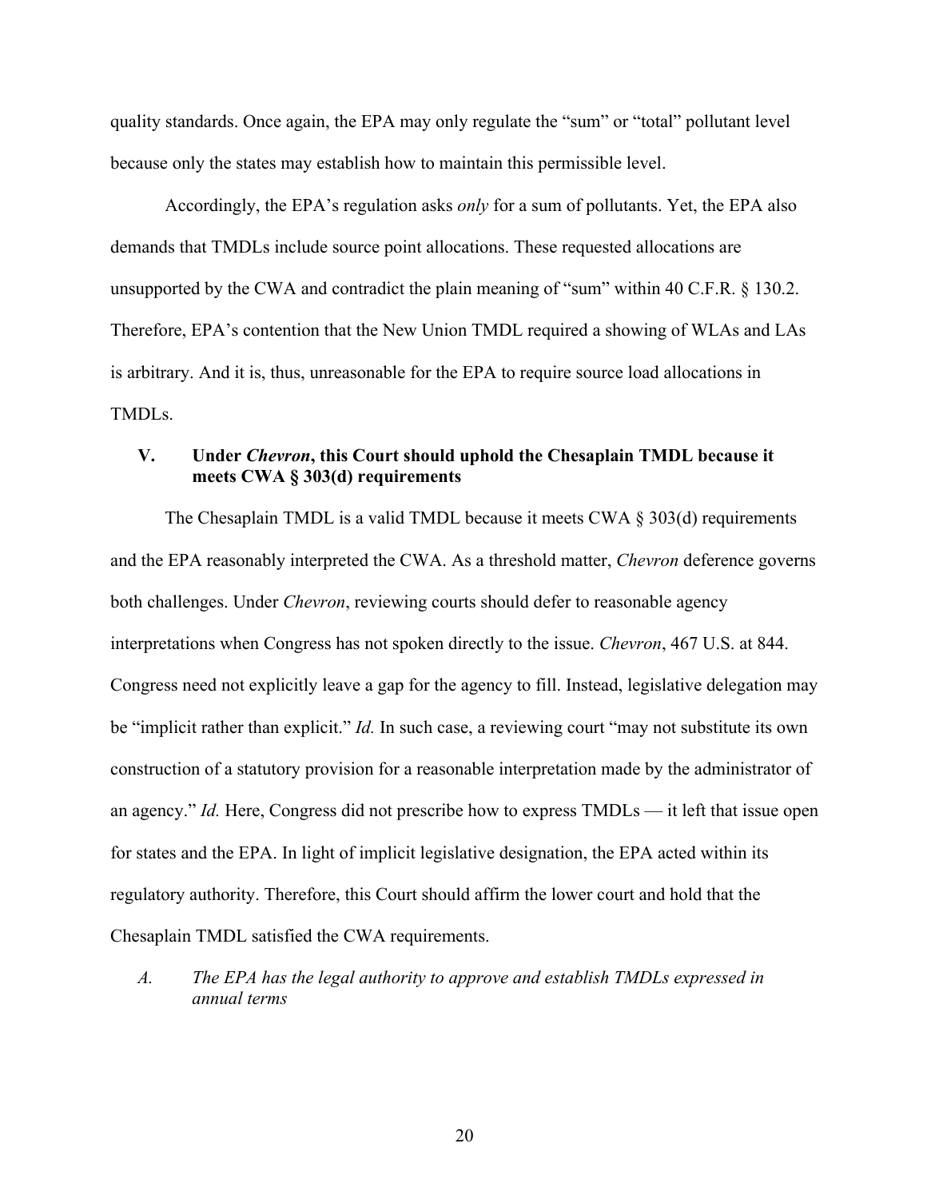quality standards. Once again, the EPA may only regulate the "sum" or "total" pollutant level because only the states may establish how to maintain this permissible level.

Accordingly, the EPA's regulation asks *only* for a sum of pollutants. Yet, the EPA also demands that TMDLs include source point allocations. These requested allocations are unsupported by the CWA and contradict the plain meaning of "sum" within 40 C.F.R. § 130.2. Therefore, EPA's contention that the New Union TMDL required a showing of WLAs and LAs is arbitrary. And it is, thus, unreasonable for the EPA to require source load allocations in TMDLs.

## V. Under *Chevron*, this Court should uphold the Chesaplain TMDL because it meets CWA § 303(d) requirements

The Chesaplain TMDL is a valid TMDL because it meets CWA § 303(d) requirements and the EPA reasonably interpreted the CWA. As a threshold matter, *Chevron* deference governs both challenges. Under *Chevron*, reviewing courts should defer to reasonable agency interpretations when Congress has not spoken directly to the issue. *Chevron*, 467 U.S. at 844. Congress need not explicitly leave a gap for the agency to fill. Instead, legislative delegation may be "implicit rather than explicit." *Id.* In such case, a reviewing court "may not substitute its own construction of a statutory provision for a reasonable interpretation made by the administrator of an agency." *Id.* Here, Congress did not prescribe how to express TMDLs — it left that issue open for states and the EPA. In light of implicit legislative designation, the EPA acted within its regulatory authority. Therefore, this Court should affirm the lower court and hold that the Chesaplain TMDL satisfied the CWA requirements.

### *A. The EPA has the legal authority to approve and establish TMDLs expressed in annual terms*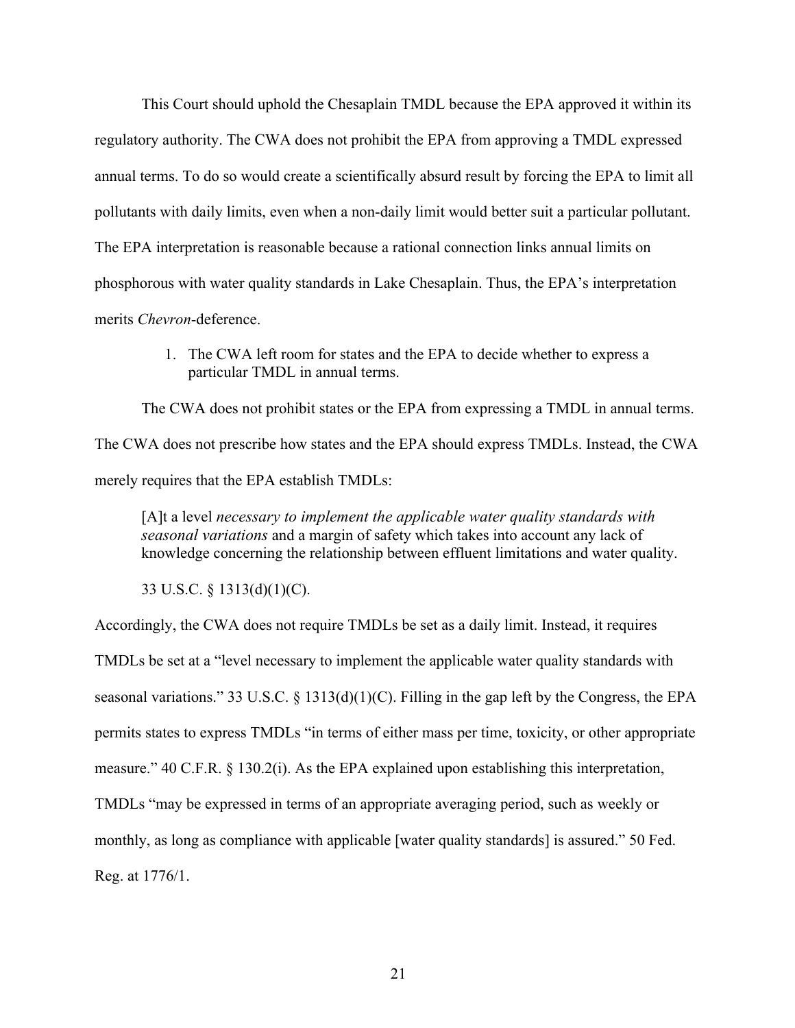This Court should uphold the Chesaplain TMDL because the EPA approved it within its regulatory authority. The CWA does not prohibit the EPA from approving a TMDL expressed annual terms. To do so would create a scientifically absurd result by forcing the EPA to limit all pollutants with daily limits, even when a non-daily limit would better suit a particular pollutant. The EPA interpretation is reasonable because a rational connection links annual limits on phosphorous with water quality standards in Lake Chesaplain. Thus, the EPA's interpretation merits *Chevron*-deference.

1. The CWA left room for states and the EPA to decide whether to express a particular TMDL in annual terms.

The CWA does not prohibit states or the EPA from expressing a TMDL in annual terms. The CWA does not prescribe how states and the EPA should express TMDLs. Instead, the CWA merely requires that the EPA establish TMDLs:

> [A]t a level *necessary to implement the applicable water quality standards with seasonal variations* and a margin of safety which takes into account any lack of knowledge concerning the relationship between effluent limitations and water quality.
>
> 33 U.S.C. § 1313(d)(1)(C).

Accordingly, the CWA does not require TMDLs be set as a daily limit. Instead, it requires TMDLs be set at a "level necessary to implement the applicable water quality standards with seasonal variations." 33 U.S.C. § 1313(d)(1)(C). Filling in the gap left by the Congress, the EPA permits states to express TMDLs "in terms of either mass per time, toxicity, or other appropriate measure." 40 C.F.R. § 130.2(i). As the EPA explained upon establishing this interpretation, TMDLs "may be expressed in terms of an appropriate averaging period, such as weekly or monthly, as long as compliance with applicable [water quality standards] is assured." 50 Fed. Reg. at 1776/1.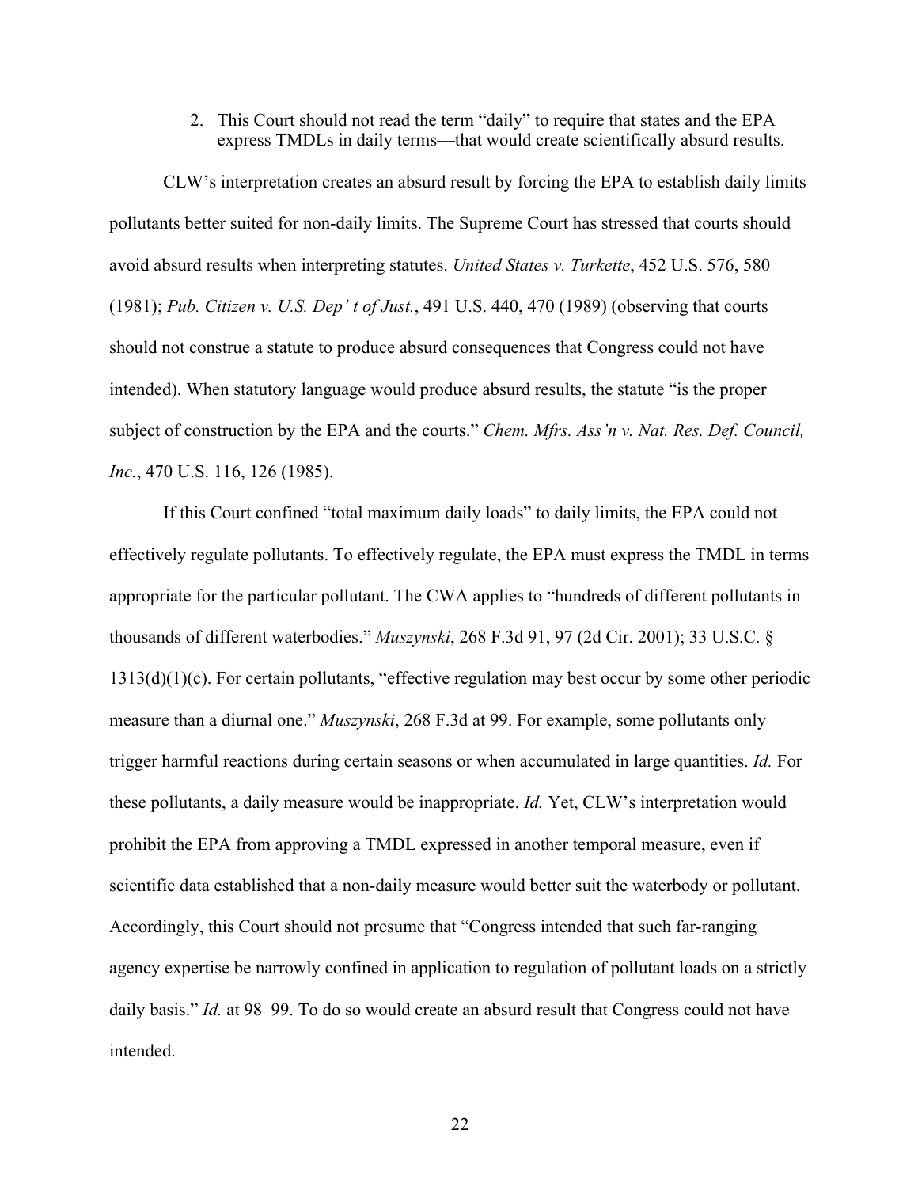2. This Court should not read the term "daily" to require that states and the EPA express TMDLs in daily terms—that would create scientifically absurd results.

CLW's interpretation creates an absurd result by forcing the EPA to establish daily limits pollutants better suited for non-daily limits. The Supreme Court has stressed that courts should avoid absurd results when interpreting statutes. *United States v. Turkette*, 452 U.S. 576, 580 (1981); *Pub. Citizen v. U.S. Dep' t of Just.*, 491 U.S. 440, 470 (1989) (observing that courts should not construe a statute to produce absurd consequences that Congress could not have intended). When statutory language would produce absurd results, the statute "is the proper subject of construction by the EPA and the courts." *Chem. Mfrs. Ass'n v. Nat. Res. Def. Council, Inc.*, 470 U.S. 116, 126 (1985).

If this Court confined "total maximum daily loads" to daily limits, the EPA could not effectively regulate pollutants. To effectively regulate, the EPA must express the TMDL in terms appropriate for the particular pollutant. The CWA applies to "hundreds of different pollutants in thousands of different waterbodies." *Muszynski*, 268 F.3d 91, 97 (2d Cir. 2001); 33 U.S.C. § 1313(d)(1)(c). For certain pollutants, "effective regulation may best occur by some other periodic measure than a diurnal one." *Muszynski*, 268 F.3d at 99. For example, some pollutants only trigger harmful reactions during certain seasons or when accumulated in large quantities. *Id.* For these pollutants, a daily measure would be inappropriate. *Id.* Yet, CLW's interpretation would prohibit the EPA from approving a TMDL expressed in another temporal measure, even if scientific data established that a non-daily measure would better suit the waterbody or pollutant. Accordingly, this Court should not presume that "Congress intended that such far-ranging agency expertise be narrowly confined in application to regulation of pollutant loads on a strictly daily basis." *Id.* at 98–99. To do so would create an absurd result that Congress could not have intended.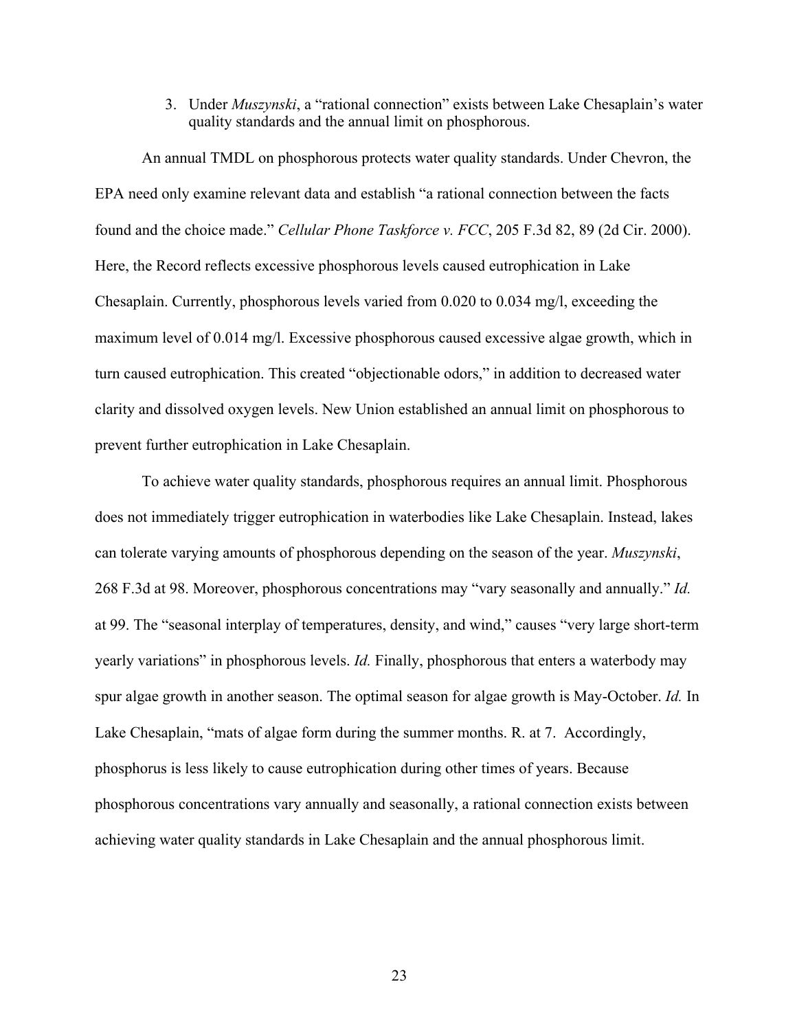3. Under *Muszynski*, a "rational connection" exists between Lake Chesaplain's water quality standards and the annual limit on phosphorous.

An annual TMDL on phosphorous protects water quality standards. Under Chevron, the EPA need only examine relevant data and establish "a rational connection between the facts found and the choice made." *Cellular Phone Taskforce v. FCC*, 205 F.3d 82, 89 (2d Cir. 2000). Here, the Record reflects excessive phosphorous levels caused eutrophication in Lake Chesaplain. Currently, phosphorous levels varied from 0.020 to 0.034 mg/l, exceeding the maximum level of 0.014 mg/l. Excessive phosphorous caused excessive algae growth, which in turn caused eutrophication. This created "objectionable odors," in addition to decreased water clarity and dissolved oxygen levels. New Union established an annual limit on phosphorous to prevent further eutrophication in Lake Chesaplain.

To achieve water quality standards, phosphorous requires an annual limit. Phosphorous does not immediately trigger eutrophication in waterbodies like Lake Chesaplain. Instead, lakes can tolerate varying amounts of phosphorous depending on the season of the year. *Muszynski*, 268 F.3d at 98. Moreover, phosphorous concentrations may "vary seasonally and annually." *Id.* at 99. The "seasonal interplay of temperatures, density, and wind," causes "very large short-term yearly variations" in phosphorous levels. *Id.* Finally, phosphorous that enters a waterbody may spur algae growth in another season. The optimal season for algae growth is May-October. *Id.* In Lake Chesaplain, "mats of algae form during the summer months. R. at 7. Accordingly, phosphorus is less likely to cause eutrophication during other times of years. Because phosphorous concentrations vary annually and seasonally, a rational connection exists between achieving water quality standards in Lake Chesaplain and the annual phosphorous limit.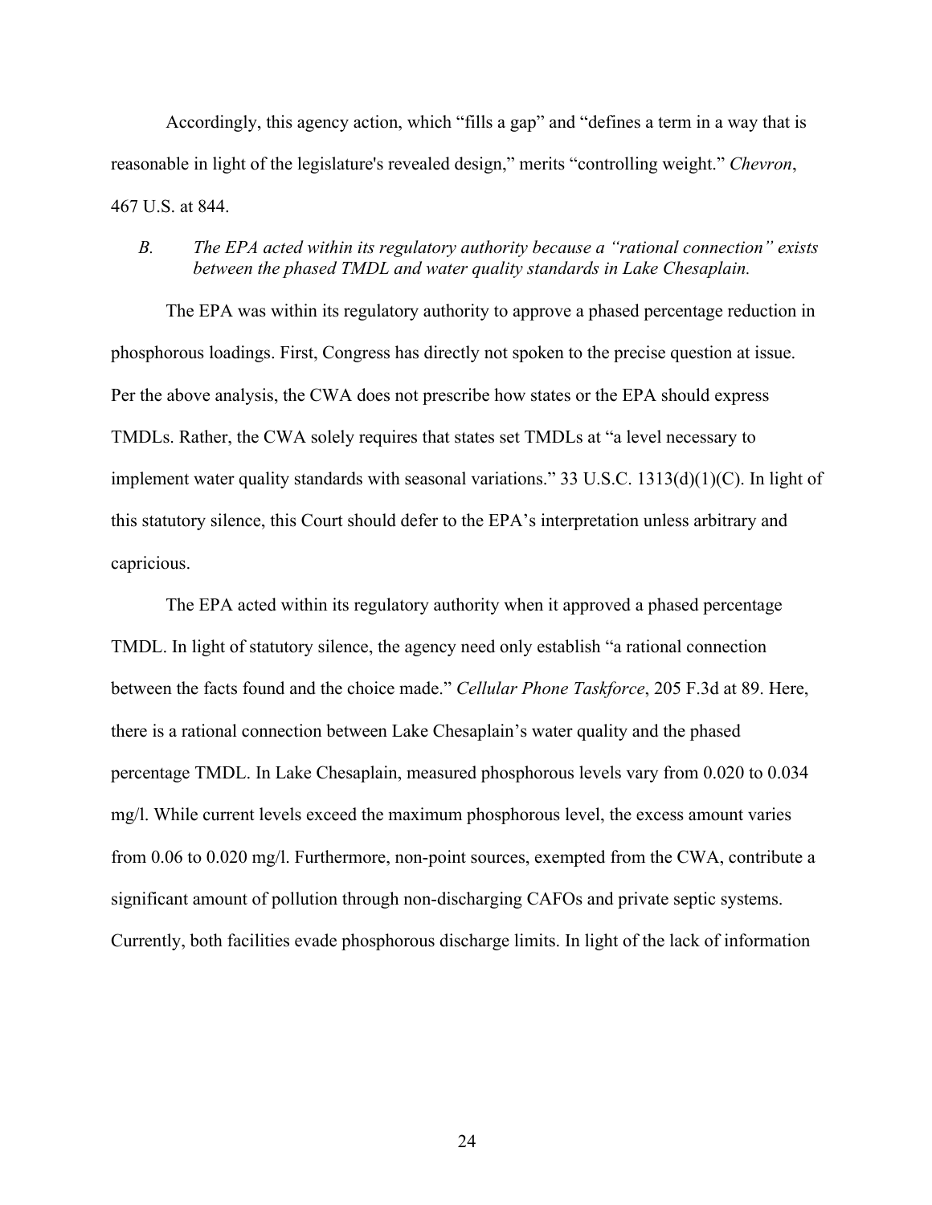Accordingly, this agency action, which "fills a gap" and "defines a term in a way that is reasonable in light of the legislature's revealed design," merits "controlling weight." *Chevron*, 467 U.S. at 844.

### *B. The EPA acted within its regulatory authority because a "rational connection" exists between the phased TMDL and water quality standards in Lake Chesaplain.*

The EPA was within its regulatory authority to approve a phased percentage reduction in phosphorous loadings. First, Congress has directly not spoken to the precise question at issue. Per the above analysis, the CWA does not prescribe how states or the EPA should express TMDLs. Rather, the CWA solely requires that states set TMDLs at "a level necessary to implement water quality standards with seasonal variations." 33 U.S.C. 1313(d)(1)(C). In light of this statutory silence, this Court should defer to the EPA's interpretation unless arbitrary and capricious.

The EPA acted within its regulatory authority when it approved a phased percentage TMDL. In light of statutory silence, the agency need only establish "a rational connection between the facts found and the choice made." *Cellular Phone Taskforce*, 205 F.3d at 89. Here, there is a rational connection between Lake Chesaplain's water quality and the phased percentage TMDL. In Lake Chesaplain, measured phosphorous levels vary from 0.020 to 0.034 mg/l. While current levels exceed the maximum phosphorous level, the excess amount varies from 0.06 to 0.020 mg/l. Furthermore, non-point sources, exempted from the CWA, contribute a significant amount of pollution through non-discharging CAFOs and private septic systems. Currently, both facilities evade phosphorous discharge limits. In light of the lack of information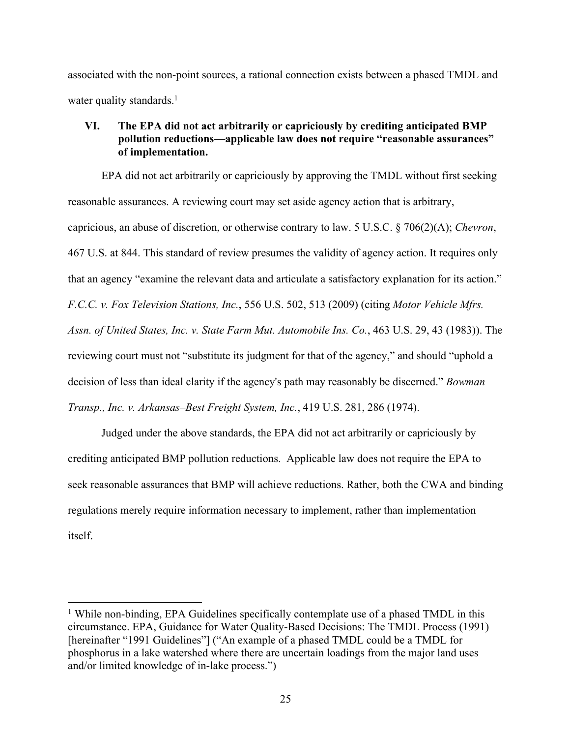associated with the non-point sources, a rational connection exists between a phased TMDL and water quality standards.[1]

## VI. The EPA did not act arbitrarily or capriciously by crediting anticipated BMP pollution reductions—applicable law does not require "reasonable assurances" of implementation.

EPA did not act arbitrarily or capriciously by approving the TMDL without first seeking reasonable assurances. A reviewing court may set aside agency action that is arbitrary, capricious, an abuse of discretion, or otherwise contrary to law. 5 U.S.C. § 706(2)(A); *Chevron*, 467 U.S. at 844. This standard of review presumes the validity of agency action. It requires only that an agency "examine the relevant data and articulate a satisfactory explanation for its action." *F.C.C. v. Fox Television Stations, Inc.*, 556 U.S. 502, 513 (2009) (citing *Motor Vehicle Mfrs. Assn. of United States, Inc. v. State Farm Mut. Automobile Ins. Co.*, 463 U.S. 29, 43 (1983)). The reviewing court must not "substitute its judgment for that of the agency," and should "uphold a decision of less than ideal clarity if the agency's path may reasonably be discerned." *Bowman Transp., Inc. v. Arkansas–Best Freight System, Inc.*, 419 U.S. 281, 286 (1974).

Judged under the above standards, the EPA did not act arbitrarily or capriciously by crediting anticipated BMP pollution reductions. Applicable law does not require the EPA to seek reasonable assurances that BMP will achieve reductions. Rather, both the CWA and binding regulations merely require information necessary to implement, rather than implementation itself.

---

[1] While non-binding, EPA Guidelines specifically contemplate use of a phased TMDL in this circumstance. EPA, Guidance for Water Quality-Based Decisions: The TMDL Process (1991) [hereinafter "1991 Guidelines"] ("An example of a phased TMDL could be a TMDL for phosphorus in a lake watershed where there are uncertain loadings from the major land uses and/or limited knowledge of in-lake process.")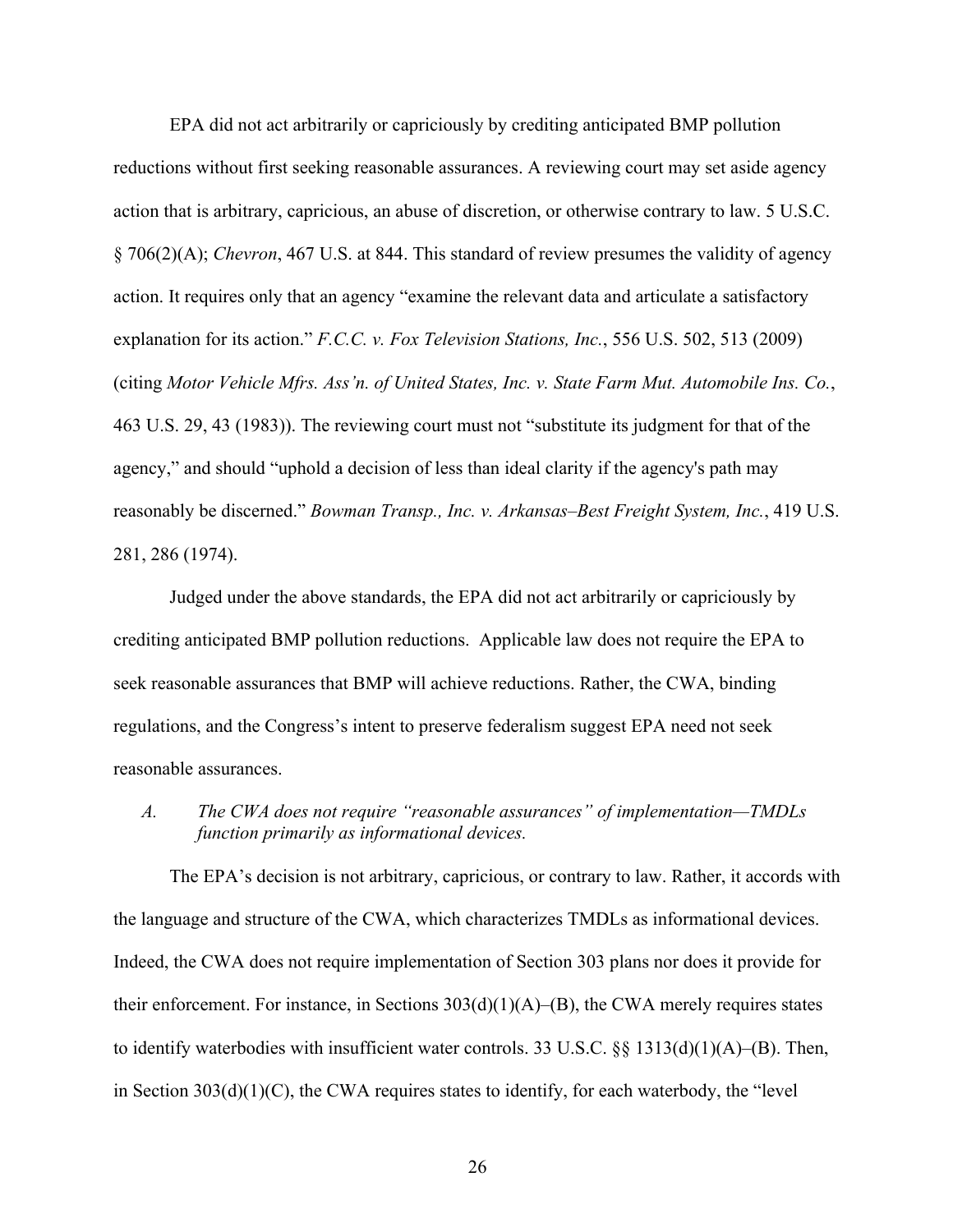EPA did not act arbitrarily or capriciously by crediting anticipated BMP pollution reductions without first seeking reasonable assurances. A reviewing court may set aside agency action that is arbitrary, capricious, an abuse of discretion, or otherwise contrary to law. 5 U.S.C. § 706(2)(A); *Chevron*, 467 U.S. at 844. This standard of review presumes the validity of agency action. It requires only that an agency "examine the relevant data and articulate a satisfactory explanation for its action." *F.C.C. v. Fox Television Stations, Inc.*, 556 U.S. 502, 513 (2009) (citing *Motor Vehicle Mfrs. Ass'n. of United States, Inc. v. State Farm Mut. Automobile Ins. Co.*, 463 U.S. 29, 43 (1983)). The reviewing court must not "substitute its judgment for that of the agency," and should "uphold a decision of less than ideal clarity if the agency's path may reasonably be discerned." *Bowman Transp., Inc. v. Arkansas–Best Freight System, Inc.*, 419 U.S. 281, 286 (1974).

Judged under the above standards, the EPA did not act arbitrarily or capriciously by crediting anticipated BMP pollution reductions. Applicable law does not require the EPA to seek reasonable assurances that BMP will achieve reductions. Rather, the CWA, binding regulations, and the Congress's intent to preserve federalism suggest EPA need not seek reasonable assurances.

### *A. The CWA does not require "reasonable assurances" of implementation—TMDLs function primarily as informational devices.*

The EPA's decision is not arbitrary, capricious, or contrary to law. Rather, it accords with the language and structure of the CWA, which characterizes TMDLs as informational devices. Indeed, the CWA does not require implementation of Section 303 plans nor does it provide for their enforcement. For instance, in Sections 303(d)(1)(A)–(B), the CWA merely requires states to identify waterbodies with insufficient water controls. 33 U.S.C. §§ 1313(d)(1)(A)–(B). Then, in Section 303(d)(1)(C), the CWA requires states to identify, for each waterbody, the "level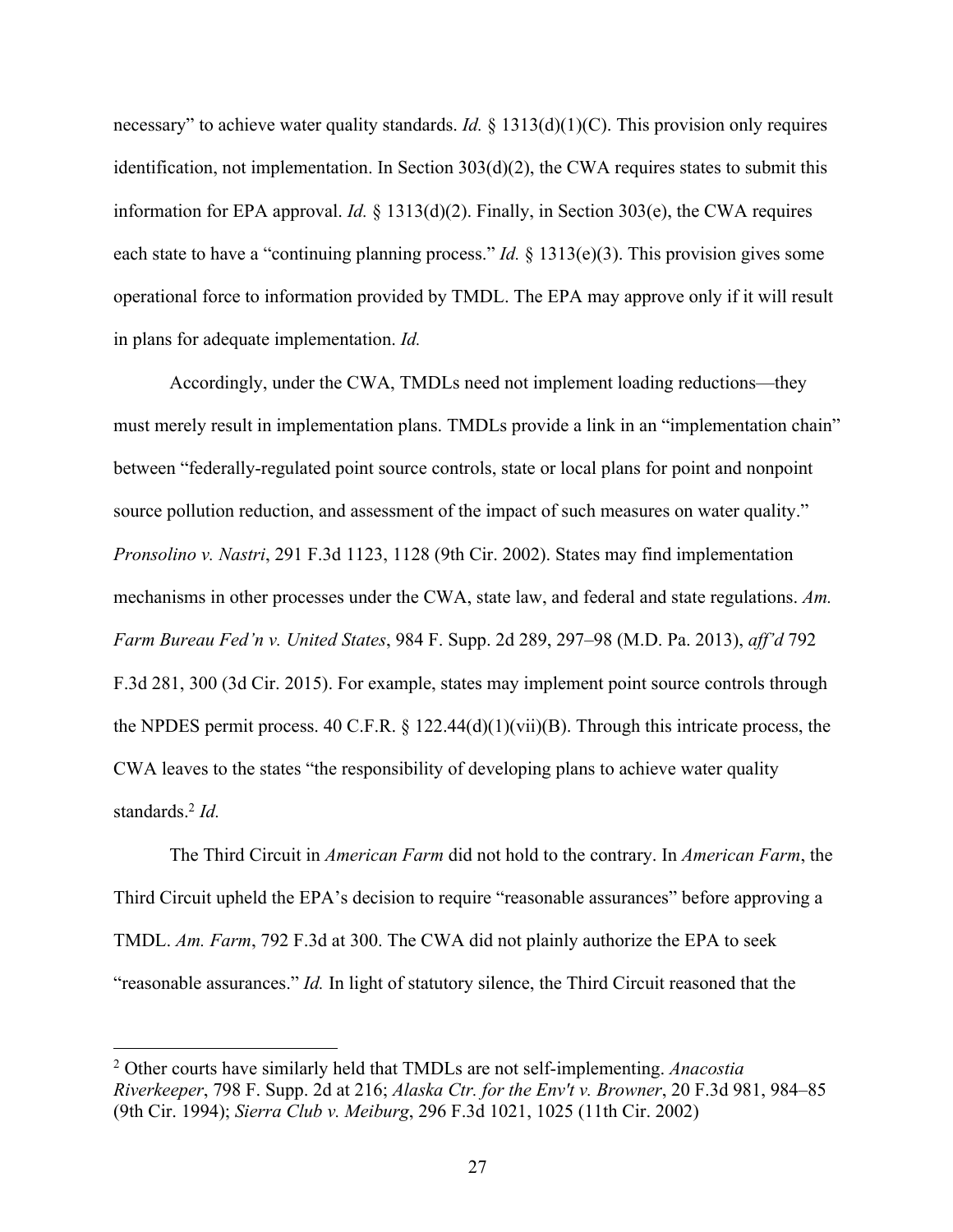necessary" to achieve water quality standards. *Id.* § 1313(d)(1)(C). This provision only requires identification, not implementation. In Section 303(d)(2), the CWA requires states to submit this information for EPA approval. *Id.* § 1313(d)(2). Finally, in Section 303(e), the CWA requires each state to have a "continuing planning process." *Id.* § 1313(e)(3). This provision gives some operational force to information provided by TMDL. The EPA may approve only if it will result in plans for adequate implementation. *Id.*

Accordingly, under the CWA, TMDLs need not implement loading reductions—they must merely result in implementation plans. TMDLs provide a link in an "implementation chain" between "federally-regulated point source controls, state or local plans for point and nonpoint source pollution reduction, and assessment of the impact of such measures on water quality." *Pronsolino v. Nastri*, 291 F.3d 1123, 1128 (9th Cir. 2002). States may find implementation mechanisms in other processes under the CWA, state law, and federal and state regulations. *Am. Farm Bureau Fed'n v. United States*, 984 F. Supp. 2d 289, 297–98 (M.D. Pa. 2013), *aff'd* 792 F.3d 281, 300 (3d Cir. 2015). For example, states may implement point source controls through the NPDES permit process. 40 C.F.R. § 122.44(d)(1)(vii)(B). Through this intricate process, the CWA leaves to the states "the responsibility of developing plans to achieve water quality standards.[2] *Id.*

The Third Circuit in *American Farm* did not hold to the contrary. In *American Farm*, the Third Circuit upheld the EPA's decision to require "reasonable assurances" before approving a TMDL. *Am. Farm*, 792 F.3d at 300. The CWA did not plainly authorize the EPA to seek "reasonable assurances." *Id.* In light of statutory silence, the Third Circuit reasoned that the

---

[2] Other courts have similarly held that TMDLs are not self-implementing. *Anacostia Riverkeeper*, 798 F. Supp. 2d at 216; *Alaska Ctr. for the Env't v. Browner*, 20 F.3d 981, 984–85 (9th Cir. 1994); *Sierra Club v. Meiburg*, 296 F.3d 1021, 1025 (11th Cir. 2002)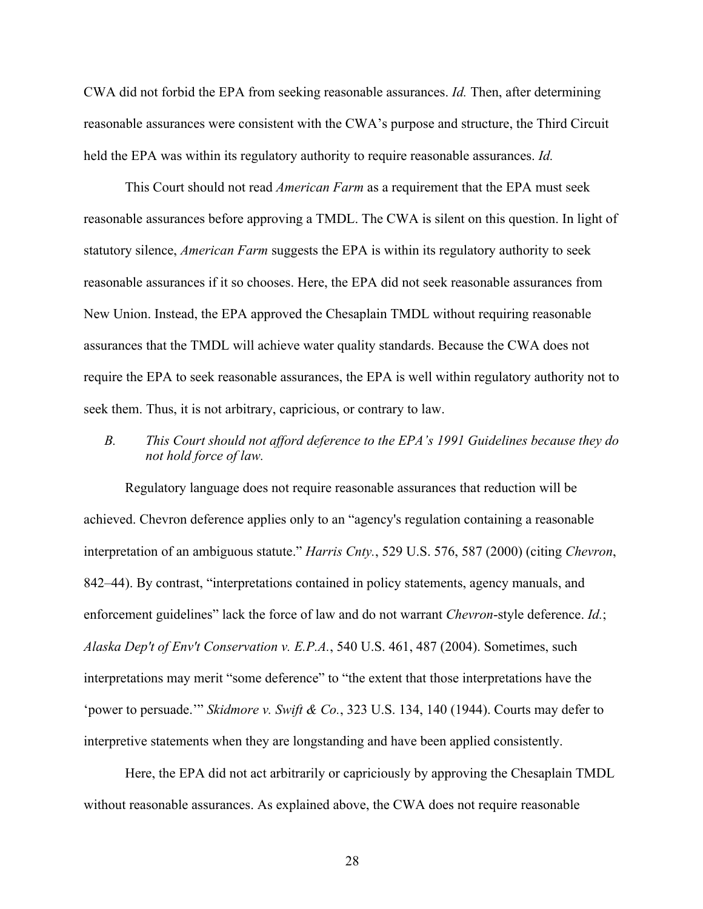CWA did not forbid the EPA from seeking reasonable assurances. *Id.* Then, after determining reasonable assurances were consistent with the CWA's purpose and structure, the Third Circuit held the EPA was within its regulatory authority to require reasonable assurances. *Id.*

This Court should not read *American Farm* as a requirement that the EPA must seek reasonable assurances before approving a TMDL. The CWA is silent on this question. In light of statutory silence, *American Farm* suggests the EPA is within its regulatory authority to seek reasonable assurances if it so chooses. Here, the EPA did not seek reasonable assurances from New Union. Instead, the EPA approved the Chesaplain TMDL without requiring reasonable assurances that the TMDL will achieve water quality standards. Because the CWA does not require the EPA to seek reasonable assurances, the EPA is well within regulatory authority not to seek them. Thus, it is not arbitrary, capricious, or contrary to law.

*B. This Court should not afford deference to the EPA's 1991 Guidelines because they do not hold force of law.*

Regulatory language does not require reasonable assurances that reduction will be achieved. Chevron deference applies only to an "agency's regulation containing a reasonable interpretation of an ambiguous statute." *Harris Cnty.*, 529 U.S. 576, 587 (2000) (citing *Chevron*, 842–44). By contrast, "interpretations contained in policy statements, agency manuals, and enforcement guidelines" lack the force of law and do not warrant *Chevron*-style deference. *Id.*; *Alaska Dep't of Env't Conservation v. E.P.A.*, 540 U.S. 461, 487 (2004). Sometimes, such interpretations may merit "some deference" to "the extent that those interpretations have the 'power to persuade.'" *Skidmore v. Swift & Co.*, 323 U.S. 134, 140 (1944). Courts may defer to interpretive statements when they are longstanding and have been applied consistently.

Here, the EPA did not act arbitrarily or capriciously by approving the Chesaplain TMDL without reasonable assurances. As explained above, the CWA does not require reasonable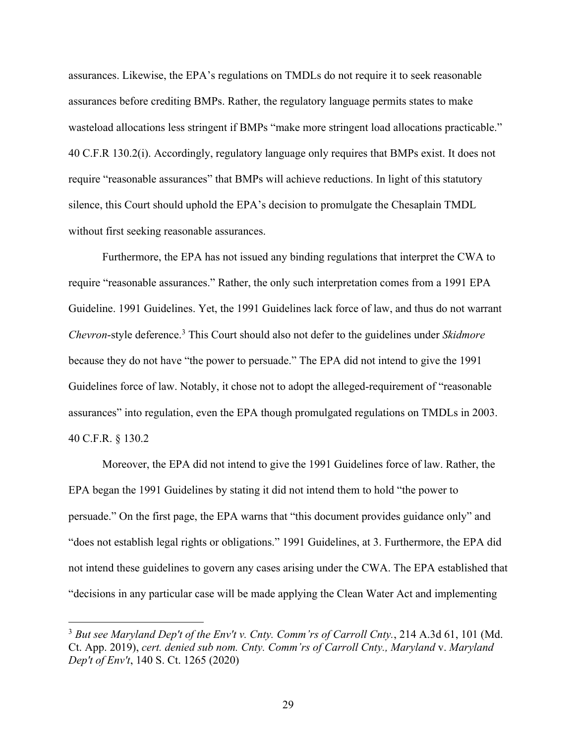assurances. Likewise, the EPA's regulations on TMDLs do not require it to seek reasonable assurances before crediting BMPs. Rather, the regulatory language permits states to make wasteload allocations less stringent if BMPs "make more stringent load allocations practicable." 40 C.F.R 130.2(i). Accordingly, regulatory language only requires that BMPs exist. It does not require "reasonable assurances" that BMPs will achieve reductions. In light of this statutory silence, this Court should uphold the EPA's decision to promulgate the Chesaplain TMDL without first seeking reasonable assurances.

Furthermore, the EPA has not issued any binding regulations that interpret the CWA to require "reasonable assurances." Rather, the only such interpretation comes from a 1991 EPA Guideline. 1991 Guidelines. Yet, the 1991 Guidelines lack force of law, and thus do not warrant *Chevron*-style deference.[3] This Court should also not defer to the guidelines under *Skidmore* because they do not have "the power to persuade." The EPA did not intend to give the 1991 Guidelines force of law. Notably, it chose not to adopt the alleged-requirement of "reasonable assurances" into regulation, even the EPA though promulgated regulations on TMDLs in 2003. 40 C.F.R. § 130.2

Moreover, the EPA did not intend to give the 1991 Guidelines force of law. Rather, the EPA began the 1991 Guidelines by stating it did not intend them to hold "the power to persuade." On the first page, the EPA warns that "this document provides guidance only" and "does not establish legal rights or obligations." 1991 Guidelines, at 3. Furthermore, the EPA did not intend these guidelines to govern any cases arising under the CWA. The EPA established that "decisions in any particular case will be made applying the Clean Water Act and implementing

[3] *But see Maryland Dep't of the Env't v. Cnty. Comm'rs of Carroll Cnty.*, 214 A.3d 61, 101 (Md. Ct. App. 2019), *cert. denied sub nom. Cnty. Comm'rs of Carroll Cnty., Maryland* v. *Maryland Dep't of Env't*, 140 S. Ct. 1265 (2020)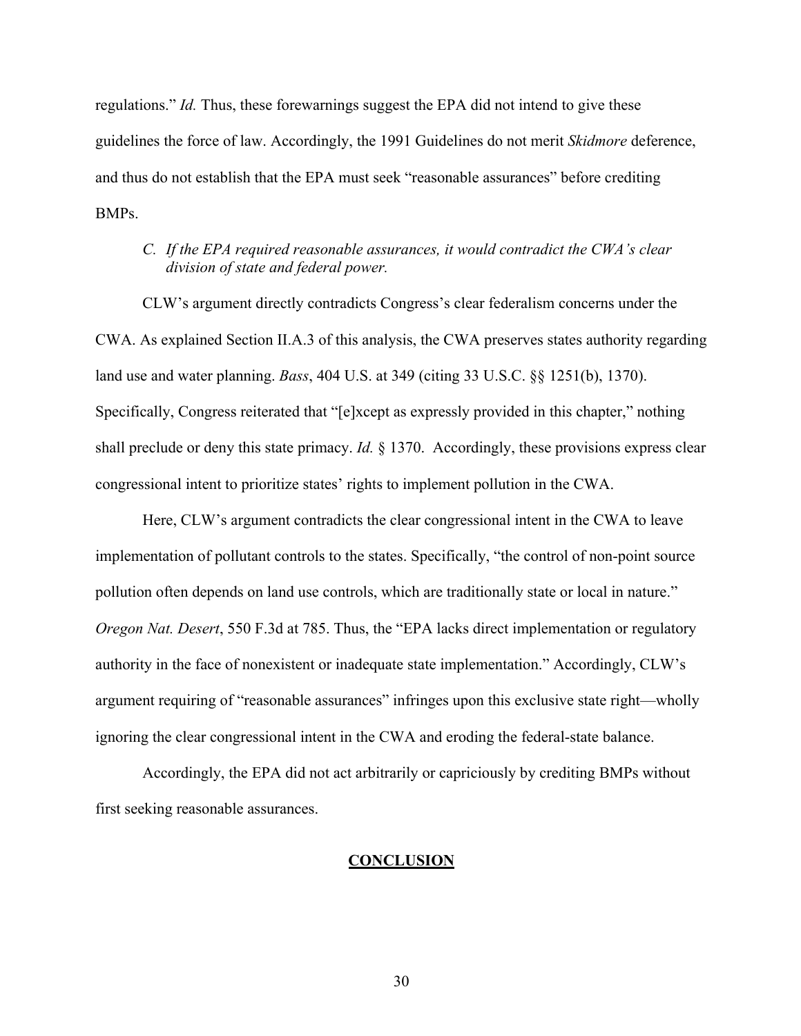regulations." *Id.* Thus, these forewarnings suggest the EPA did not intend to give these guidelines the force of law. Accordingly, the 1991 Guidelines do not merit *Skidmore* deference, and thus do not establish that the EPA must seek "reasonable assurances" before crediting BMPs.

### *C. If the EPA required reasonable assurances, it would contradict the CWA's clear division of state and federal power.*

CLW's argument directly contradicts Congress's clear federalism concerns under the CWA. As explained Section II.A.3 of this analysis, the CWA preserves states authority regarding land use and water planning. *Bass*, 404 U.S. at 349 (citing 33 U.S.C. §§ 1251(b), 1370). Specifically, Congress reiterated that "[e]xcept as expressly provided in this chapter," nothing shall preclude or deny this state primacy. *Id.* § 1370. Accordingly, these provisions express clear congressional intent to prioritize states' rights to implement pollution in the CWA.

Here, CLW's argument contradicts the clear congressional intent in the CWA to leave implementation of pollutant controls to the states. Specifically, "the control of non-point source pollution often depends on land use controls, which are traditionally state or local in nature." *Oregon Nat. Desert*, 550 F.3d at 785. Thus, the "EPA lacks direct implementation or regulatory authority in the face of nonexistent or inadequate state implementation." Accordingly, CLW's argument requiring of "reasonable assurances" infringes upon this exclusive state right—wholly ignoring the clear congressional intent in the CWA and eroding the federal-state balance.

Accordingly, the EPA did not act arbitrarily or capriciously by crediting BMPs without first seeking reasonable assurances.

## **CONCLUSION**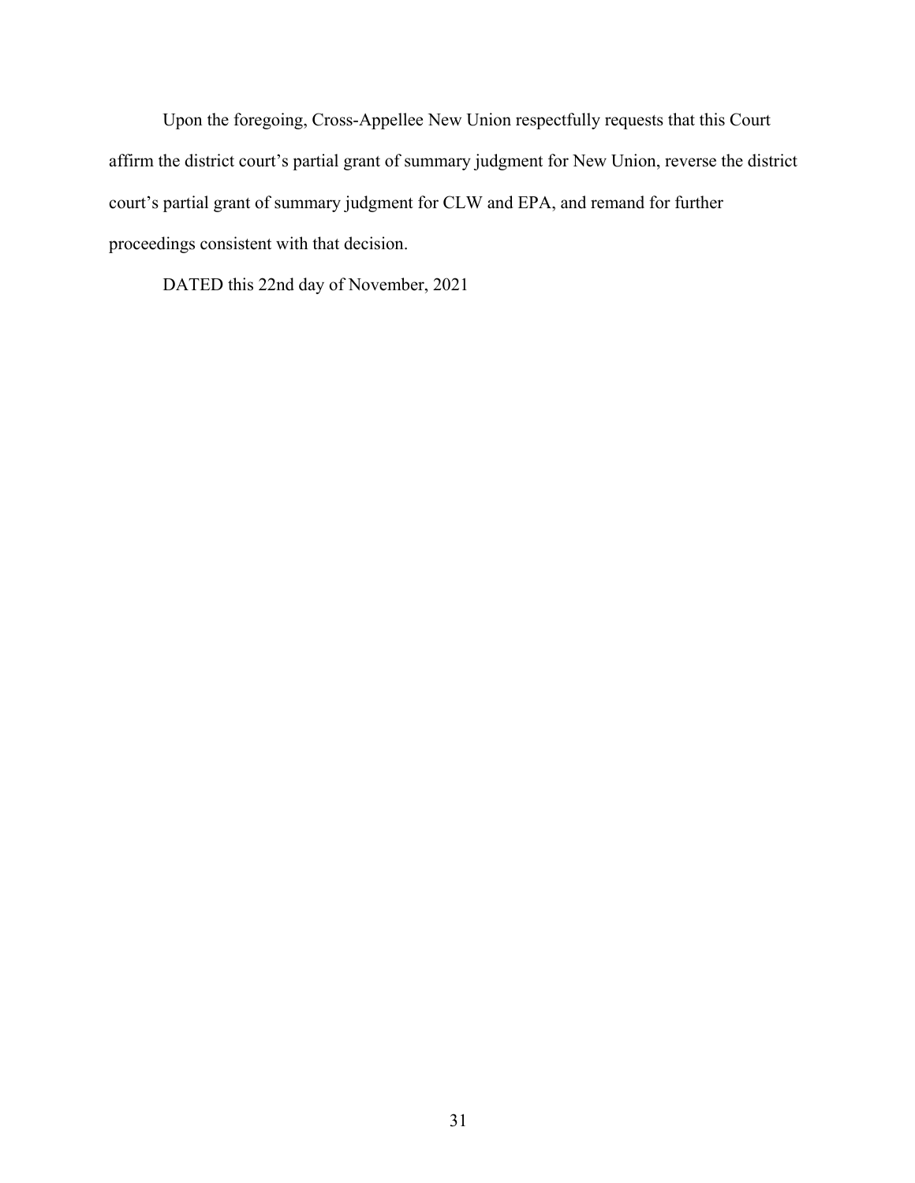Upon the foregoing, Cross-Appellee New Union respectfully requests that this Court affirm the district court's partial grant of summary judgment for New Union, reverse the district court's partial grant of summary judgment for CLW and EPA, and remand for further proceedings consistent with that decision.

DATED this 22nd day of November, 2021